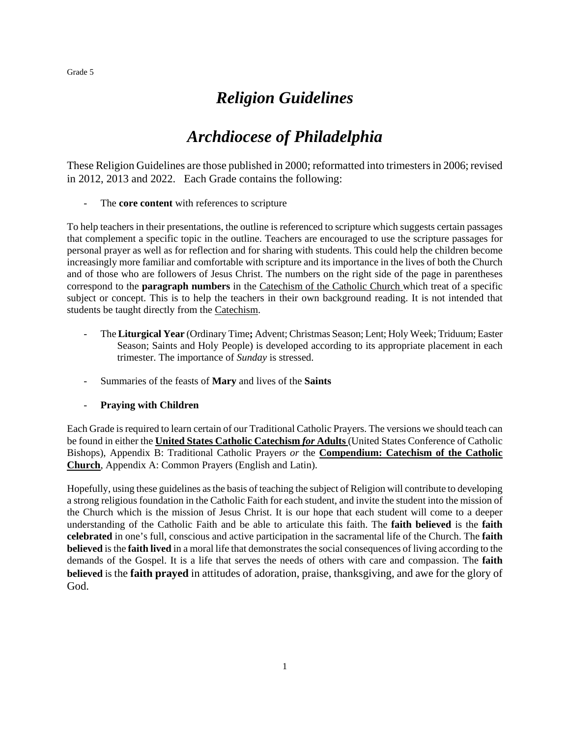Grade 5

# *Religion Guidelines*

# *Archdiocese of Philadelphia*

These Religion Guidelines are those published in 2000; reformatted into trimesters in 2006; revised in 2012, 2013 and 2022. Each Grade contains the following:

- The **core content** with references to scripture

To help teachers in their presentations, the outline is referenced to scripture which suggests certain passages that complement a specific topic in the outline. Teachers are encouraged to use the scripture passages for personal prayer as well as for reflection and for sharing with students. This could help the children become increasingly more familiar and comfortable with scripture and its importance in the lives of both the Church and of those who are followers of Jesus Christ. The numbers on the right side of the page in parentheses correspond to the **paragraph numbers** in the Catechism of the Catholic Church which treat of a specific subject or concept. This is to help the teachers in their own background reading. It is not intended that students be taught directly from the Catechism.

- The **Liturgical Year** (Ordinary Time**;** Advent; Christmas Season; Lent; Holy Week; Triduum; Easter Season; Saints and Holy People) is developed according to its appropriate placement in each trimester. The importance of *Sunday* is stressed.

- Summaries of the feasts of **Mary** and lives of the **Saints**

- **Praying with Children**

Each Grade is required to learn certain of our Traditional Catholic Prayers. The versions we should teach can be found in either the **United States Catholic Catechism *for* Adults** (United States Conference of Catholic Bishops), Appendix B: Traditional Catholic Prayers *or* the **Compendium: Catechism of the Catholic Church**, Appendix A: Common Prayers (English and Latin).

Hopefully, using these guidelines as the basis of teaching the subject of Religion will contribute to developing a strong religious foundation in the Catholic Faith for each student, and invite the student into the mission of the Church which is the mission of Jesus Christ. It is our hope that each student will come to a deeper understanding of the Catholic Faith and be able to articulate this faith. The **faith believed** is the **faith celebrated** in one's full, conscious and active participation in the sacramental life of the Church. The **faith believed** is the **faith lived** in a moral life that demonstrates the social consequences of living according to the demands of the Gospel. It is a life that serves the needs of others with care and compassion. The **faith believed** is the **faith prayed** in attitudes of adoration, praise, thanksgiving, and awe for the glory of God.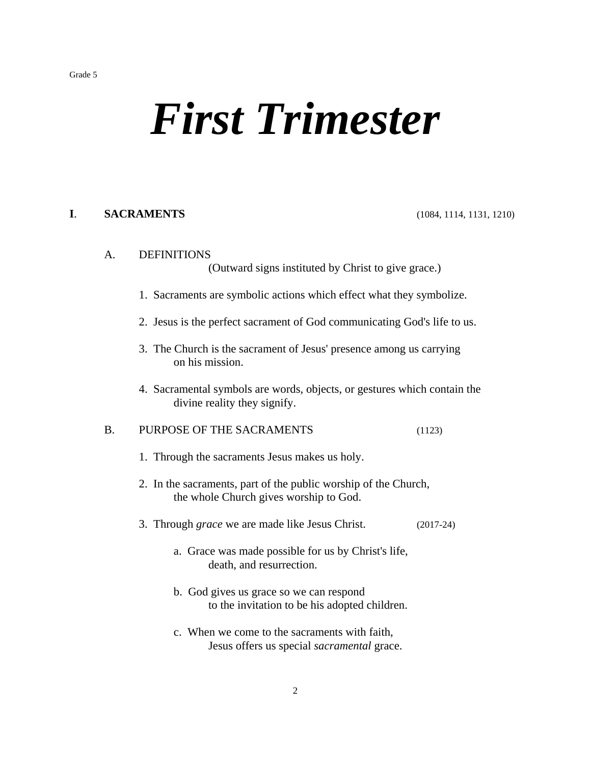Grade 5

# *First Trimester*

## **I. SACRAMENTS** (1084, 1114, 1131, 1210)

### A. DEFINITIONS

(Outward signs instituted by Christ to give grace.)

1. Sacraments are symbolic actions which effect what they symbolize.

2. Jesus is the perfect sacrament of God communicating God's life to us.

3. The Church is the sacrament of Jesus' presence among us carrying on his mission.

4. Sacramental symbols are words, objects, or gestures which contain the divine reality they signify.

### B. PURPOSE OF THE SACRAMENTS (1123)

1. Through the sacraments Jesus makes us holy.

2. In the sacraments, part of the public worship of the Church, the whole Church gives worship to God.

3. Through *grace* we are made like Jesus Christ. (2017-24)

   a. Grace was made possible for us by Christ's life, death, and resurrection.

   b. God gives us grace so we can respond to the invitation to be his adopted children.

   c. When we come to the sacraments with faith, Jesus offers us special *sacramental* grace.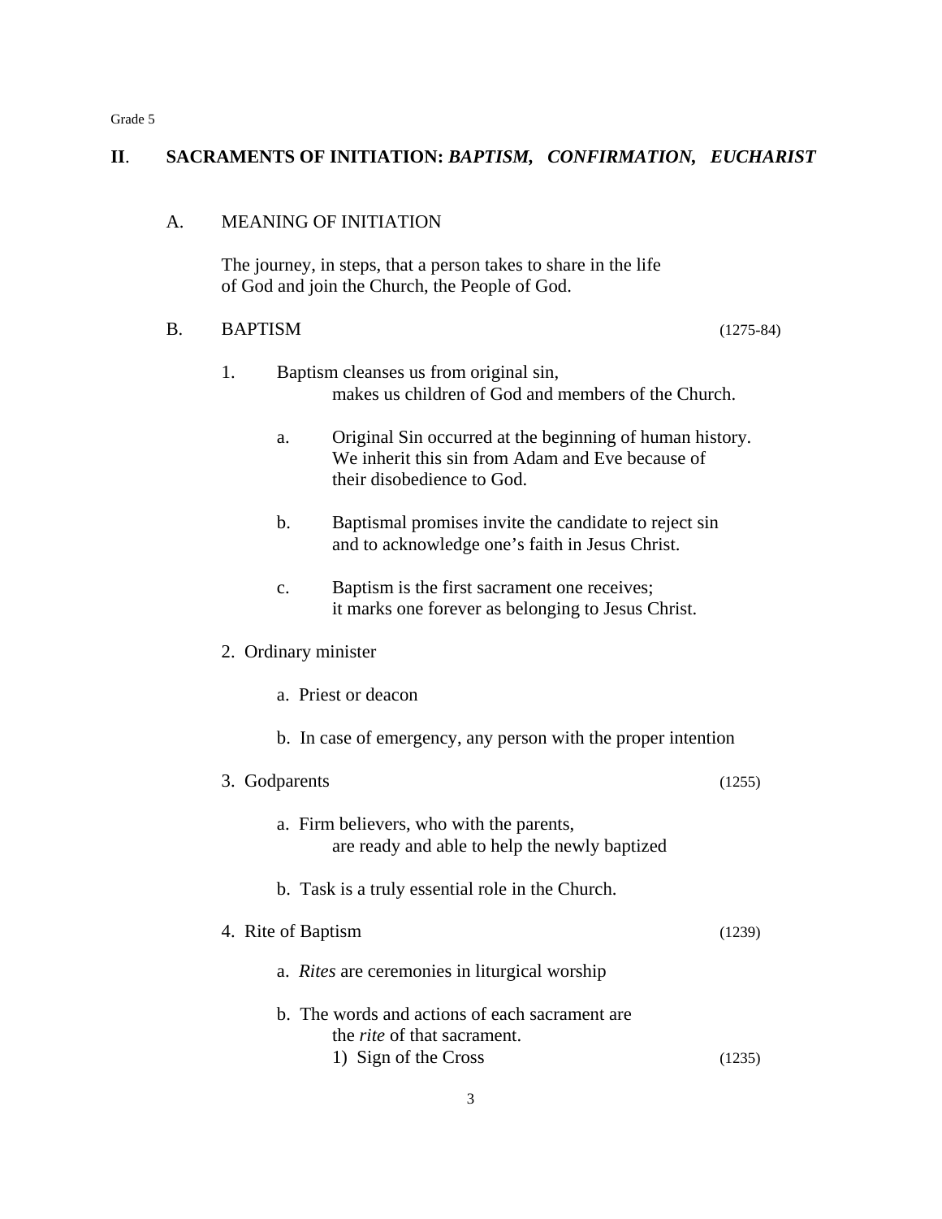Grade 5

## II. SACRAMENTS OF INITIATION: *BAPTISM, CONFIRMATION, EUCHARIST*

### A. MEANING OF INITIATION

The journey, in steps, that a person takes to share in the life of God and join the Church, the People of God.

### B. BAPTISM (1275-84)

1. Baptism cleanses us from original sin, makes us children of God and members of the Church.

   a. Original Sin occurred at the beginning of human history. We inherit this sin from Adam and Eve because of their disobedience to God.

   b. Baptismal promises invite the candidate to reject sin and to acknowledge one's faith in Jesus Christ.

   c. Baptism is the first sacrament one receives; it marks one forever as belonging to Jesus Christ.

2. Ordinary minister

   a. Priest or deacon

   b. In case of emergency, any person with the proper intention

3. Godparents (1255)

   a. Firm believers, who with the parents, are ready and able to help the newly baptized

   b. Task is a truly essential role in the Church.

4. Rite of Baptism (1239)

   a. *Rites* are ceremonies in liturgical worship

   b. The words and actions of each sacrament are the *rite* of that sacrament.

      1) Sign of the Cross (1235)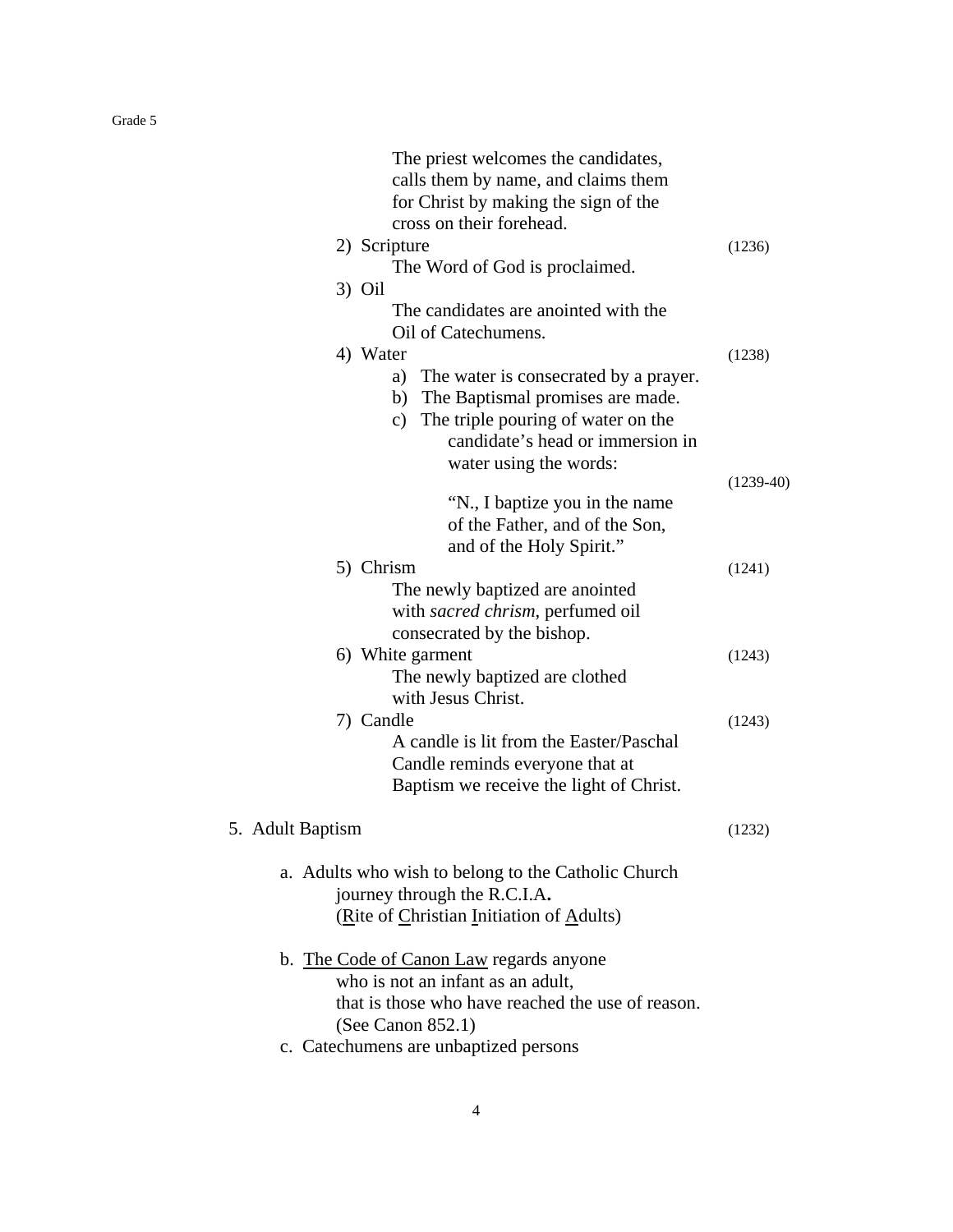The priest welcomes the candidates, calls them by name, and claims them for Christ by making the sign of the cross on their forehead.

2) Scripture (1236)

The Word of God is proclaimed.

3) Oil

The candidates are anointed with the Oil of Catechumens.

4) Water (1238)

a) The water is consecrated by a prayer.
b) The Baptismal promises are made.
c) The triple pouring of water on the candidate's head or immersion in water using the words: (1239-40)

"N., I baptize you in the name of the Father, and of the Son, and of the Holy Spirit."

5) Chrism (1241)

The newly baptized are anointed with *sacred chrism*, perfumed oil consecrated by the bishop.

6) White garment (1243)

The newly baptized are clothed with Jesus Christ.

7) Candle (1243)

A candle is lit from the Easter/Paschal Candle reminds everyone that at Baptism we receive the light of Christ.

5. Adult Baptism (1232)

a. Adults who wish to belong to the Catholic Church journey through the R.C.I.A**.**
(<u>R</u>ite of <u>C</u>hristian <u>I</u>nitiation of <u>A</u>dults)

b. <u>The Code of Canon Law</u> regards anyone who is not an infant as an adult, that is those who have reached the use of reason. (See Canon 852.1)

c. Catechumens are unbaptized persons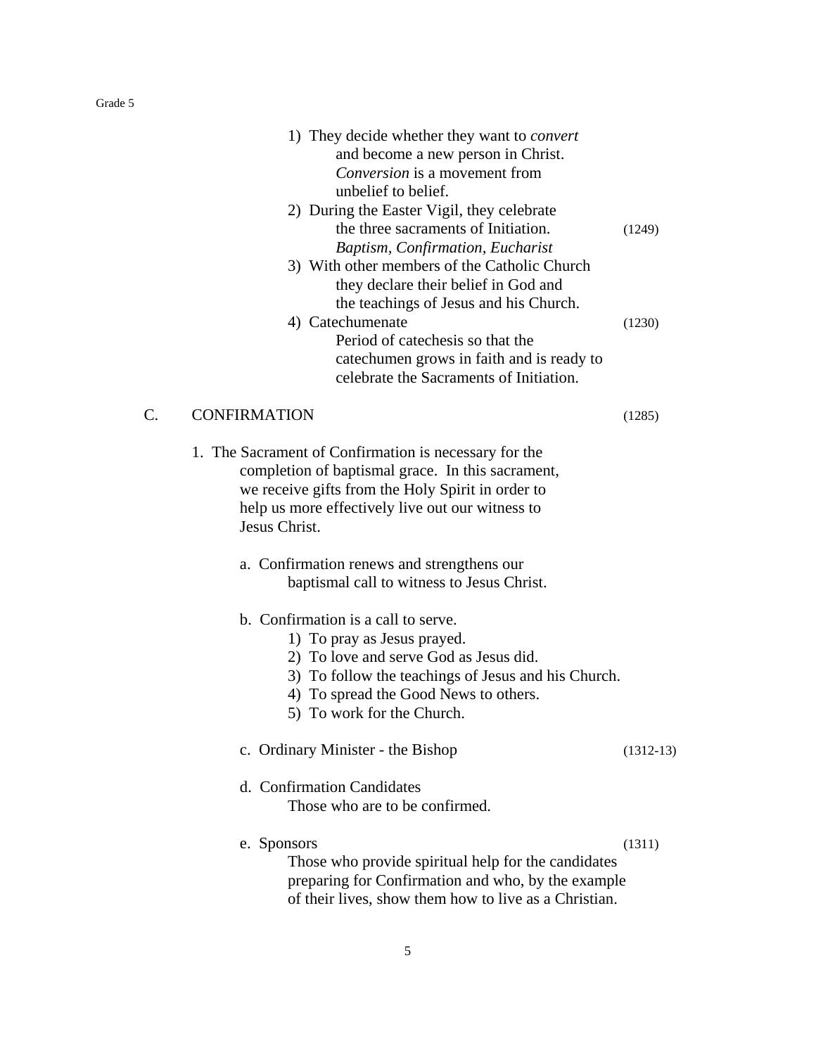1) They decide whether they want to *convert* and become a new person in Christ. *Conversion* is a movement from unbelief to belief.
2) During the Easter Vigil, they celebrate the three sacraments of Initiation. (1249)
   *Baptism, Confirmation, Eucharist*
3) With other members of the Catholic Church they declare their belief in God and the teachings of Jesus and his Church.
4) Catechumenate (1230)
   Period of catechesis so that the catechumen grows in faith and is ready to celebrate the Sacraments of Initiation.

## C. CONFIRMATION (1285)

1. The Sacrament of Confirmation is necessary for the completion of baptismal grace. In this sacrament, we receive gifts from the Holy Spirit in order to help us more effectively live out our witness to Jesus Christ.

   a. Confirmation renews and strengthens our baptismal call to witness to Jesus Christ.

   b. Confirmation is a call to serve.
      1) To pray as Jesus prayed.
      2) To love and serve God as Jesus did.
      3) To follow the teachings of Jesus and his Church.
      4) To spread the Good News to others.
      5) To work for the Church.

   c. Ordinary Minister - the Bishop (1312-13)

   d. Confirmation Candidates
      Those who are to be confirmed.

   e. Sponsors (1311)
      Those who provide spiritual help for the candidates preparing for Confirmation and who, by the example of their lives, show them how to live as a Christian.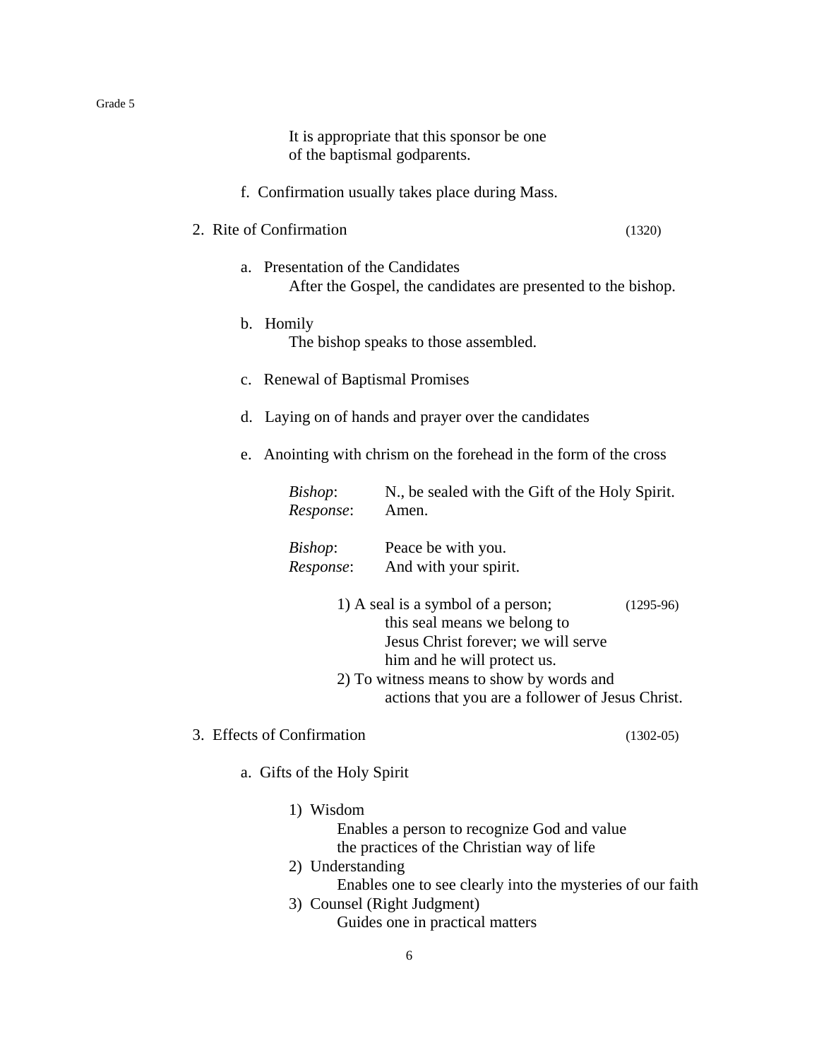It is appropriate that this sponsor be one of the baptismal godparents.

f. Confirmation usually takes place during Mass.

2. Rite of Confirmation (1320)

   a. Presentation of the Candidates
      After the Gospel, the candidates are presented to the bishop.

   b. Homily
      The bishop speaks to those assembled.

   c. Renewal of Baptismal Promises

   d. Laying on of hands and prayer over the candidates

   e. Anointing with chrism on the forehead in the form of the cross

      *Bishop*: N., be sealed with the Gift of the Holy Spirit.
      *Response*: Amen.

      *Bishop*: Peace be with you.
      *Response*: And with your spirit.

      1) A seal is a symbol of a person; this seal means we belong to Jesus Christ forever; we will serve him and he will protect us. (1295-96)
      2) To witness means to show by words and actions that you are a follower of Jesus Christ.

3. Effects of Confirmation (1302-05)

   a. Gifts of the Holy Spirit

      1) Wisdom
         Enables a person to recognize God and value the practices of the Christian way of life
      2) Understanding
         Enables one to see clearly into the mysteries of our faith
      3) Counsel (Right Judgment)
         Guides one in practical matters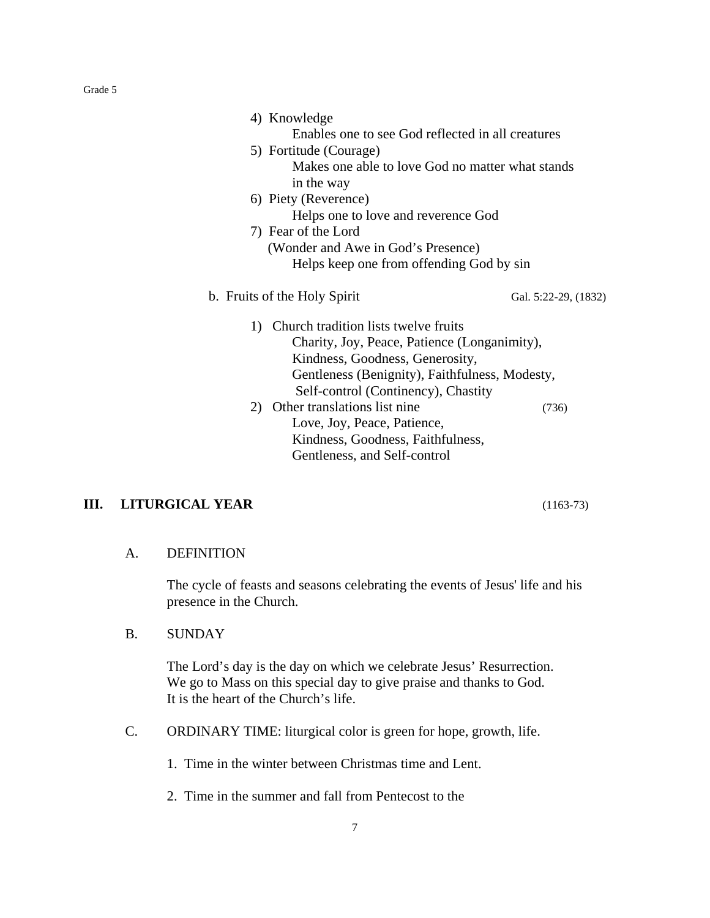4) Knowledge

Enables one to see God reflected in all creatures

5) Fortitude (Courage)

Makes one able to love God no matter what stands in the way

6) Piety (Reverence)

Helps one to love and reverence God

7) Fear of the Lord
(Wonder and Awe in God's Presence)

Helps keep one from offending God by sin

b. Fruits of the Holy Spirit — Gal. 5:22-29, (1832)

1) Church tradition lists twelve fruits

Charity, Joy, Peace, Patience (Longanimity), Kindness, Goodness, Generosity, Gentleness (Benignity), Faithfulness, Modesty, Self-control (Continency), Chastity

2) Other translations list nine (736)

Love, Joy, Peace, Patience, Kindness, Goodness, Faithfulness, Gentleness, and Self-control

## III. LITURGICAL YEAR (1163-73)

### A. DEFINITION

The cycle of feasts and seasons celebrating the events of Jesus' life and his presence in the Church.

### B. SUNDAY

The Lord's day is the day on which we celebrate Jesus' Resurrection. We go to Mass on this special day to give praise and thanks to God. It is the heart of the Church's life.

### C. ORDINARY TIME: liturgical color is green for hope, growth, life.

1. Time in the winter between Christmas time and Lent.

2. Time in the summer and fall from Pentecost to the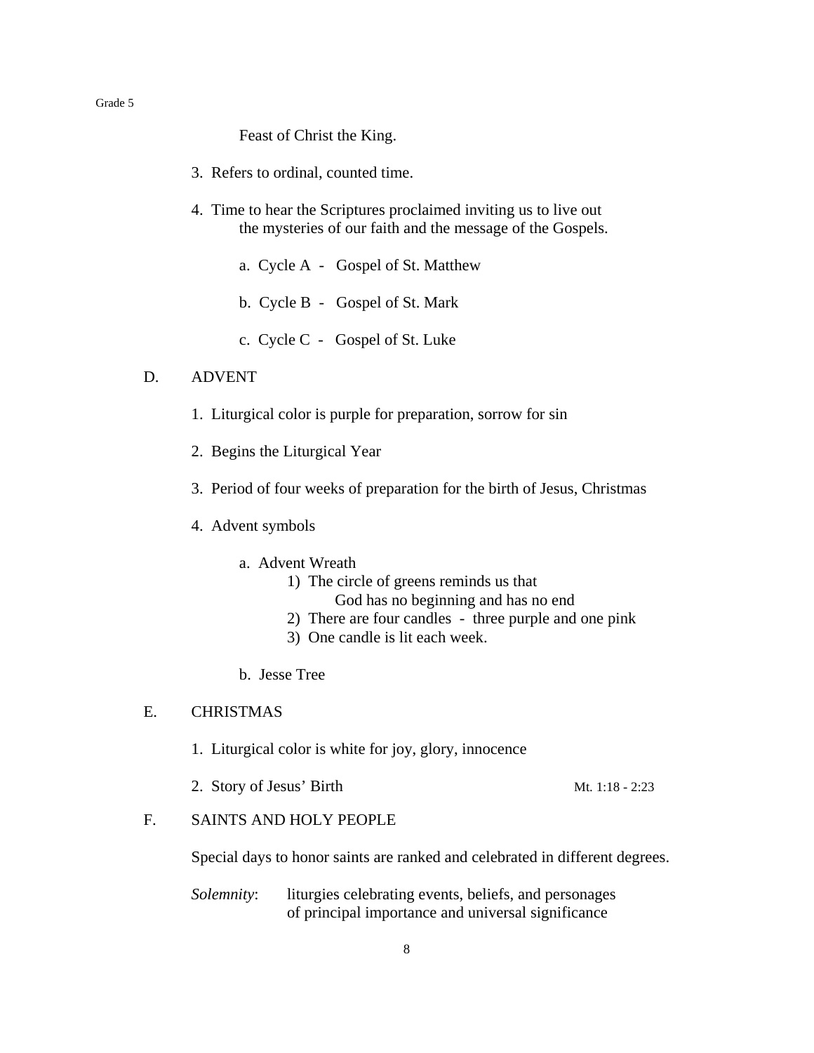Feast of Christ the King.

3. Refers to ordinal, counted time.

4. Time to hear the Scriptures proclaimed inviting us to live out the mysteries of our faith and the message of the Gospels.

   a. Cycle A - Gospel of St. Matthew

   b. Cycle B - Gospel of St. Mark

   c. Cycle C - Gospel of St. Luke

## D. ADVENT

1. Liturgical color is purple for preparation, sorrow for sin

2. Begins the Liturgical Year

3. Period of four weeks of preparation for the birth of Jesus, Christmas

4. Advent symbols

   a. Advent Wreath
      1) The circle of greens reminds us that God has no beginning and has no end
      2) There are four candles - three purple and one pink
      3) One candle is lit each week.

   b. Jesse Tree

## E. CHRISTMAS

1. Liturgical color is white for joy, glory, innocence

2. Story of Jesus' Birth — Mt. 1:18 - 2:23

## F. SAINTS AND HOLY PEOPLE

Special days to honor saints are ranked and celebrated in different degrees.

*Solemnity*: liturgies celebrating events, beliefs, and personages of principal importance and universal significance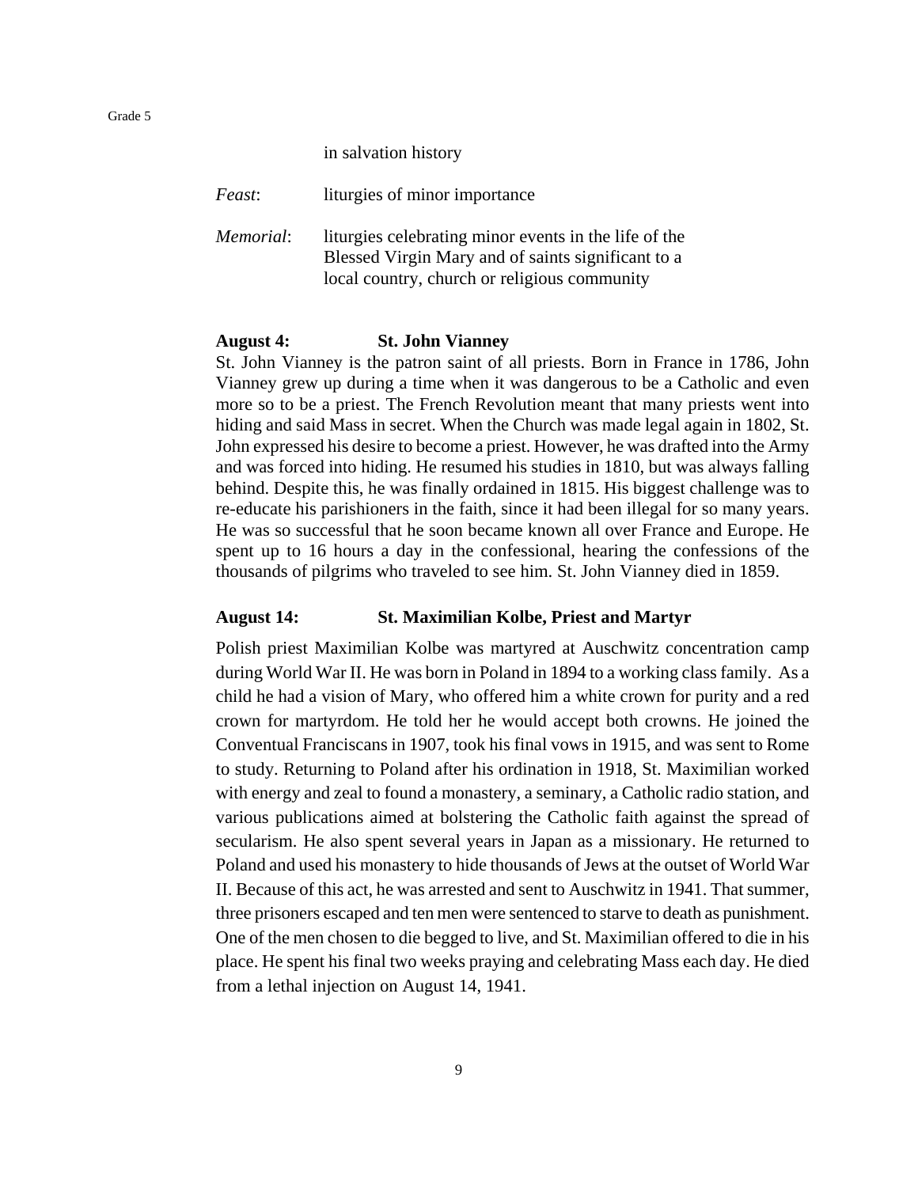in salvation history

*Feast*: liturgies of minor importance

*Memorial*: liturgies celebrating minor events in the life of the Blessed Virgin Mary and of saints significant to a local country, church or religious community

**August 4: St. John Vianney**

St. John Vianney is the patron saint of all priests. Born in France in 1786, John Vianney grew up during a time when it was dangerous to be a Catholic and even more so to be a priest. The French Revolution meant that many priests went into hiding and said Mass in secret. When the Church was made legal again in 1802, St. John expressed his desire to become a priest. However, he was drafted into the Army and was forced into hiding. He resumed his studies in 1810, but was always falling behind. Despite this, he was finally ordained in 1815. His biggest challenge was to re-educate his parishioners in the faith, since it had been illegal for so many years. He was so successful that he soon became known all over France and Europe. He spent up to 16 hours a day in the confessional, hearing the confessions of the thousands of pilgrims who traveled to see him. St. John Vianney died in 1859.

**August 14: St. Maximilian Kolbe, Priest and Martyr**

Polish priest Maximilian Kolbe was martyred at Auschwitz concentration camp during World War II. He was born in Poland in 1894 to a working class family. As a child he had a vision of Mary, who offered him a white crown for purity and a red crown for martyrdom. He told her he would accept both crowns. He joined the Conventual Franciscans in 1907, took his final vows in 1915, and was sent to Rome to study. Returning to Poland after his ordination in 1918, St. Maximilian worked with energy and zeal to found a monastery, a seminary, a Catholic radio station, and various publications aimed at bolstering the Catholic faith against the spread of secularism. He also spent several years in Japan as a missionary. He returned to Poland and used his monastery to hide thousands of Jews at the outset of World War II. Because of this act, he was arrested and sent to Auschwitz in 1941. That summer, three prisoners escaped and ten men were sentenced to starve to death as punishment. One of the men chosen to die begged to live, and St. Maximilian offered to die in his place. He spent his final two weeks praying and celebrating Mass each day. He died from a lethal injection on August 14, 1941.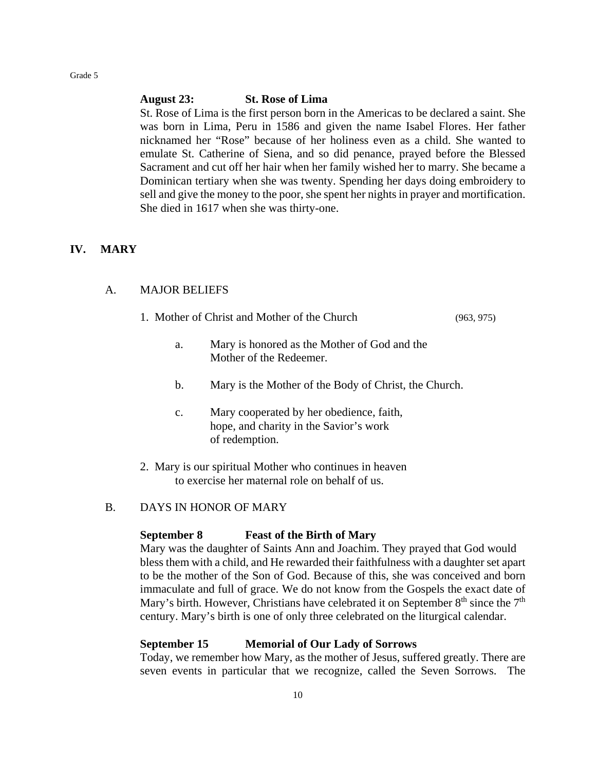**August 23: St. Rose of Lima**

St. Rose of Lima is the first person born in the Americas to be declared a saint. She was born in Lima, Peru in 1586 and given the name Isabel Flores. Her father nicknamed her "Rose" because of her holiness even as a child. She wanted to emulate St. Catherine of Siena, and so did penance, prayed before the Blessed Sacrament and cut off her hair when her family wished her to marry. She became a Dominican tertiary when she was twenty. Spending her days doing embroidery to sell and give the money to the poor, she spent her nights in prayer and mortification. She died in 1617 when she was thirty-one.

## IV. MARY

### A. MAJOR BELIEFS

1. Mother of Christ and Mother of the Church (963, 975)

   a. Mary is honored as the Mother of God and the Mother of the Redeemer.

   b. Mary is the Mother of the Body of Christ, the Church.

   c. Mary cooperated by her obedience, faith, hope, and charity in the Savior's work of redemption.

2. Mary is our spiritual Mother who continues in heaven to exercise her maternal role on behalf of us.

### B. DAYS IN HONOR OF MARY

**September 8 Feast of the Birth of Mary**

Mary was the daughter of Saints Ann and Joachim. They prayed that God would bless them with a child, and He rewarded their faithfulness with a daughter set apart to be the mother of the Son of God. Because of this, she was conceived and born immaculate and full of grace. We do not know from the Gospels the exact date of Mary's birth. However, Christians have celebrated it on September 8th since the 7th century. Mary's birth is one of only three celebrated on the liturgical calendar.

**September 15 Memorial of Our Lady of Sorrows**

Today, we remember how Mary, as the mother of Jesus, suffered greatly. There are seven events in particular that we recognize, called the Seven Sorrows. The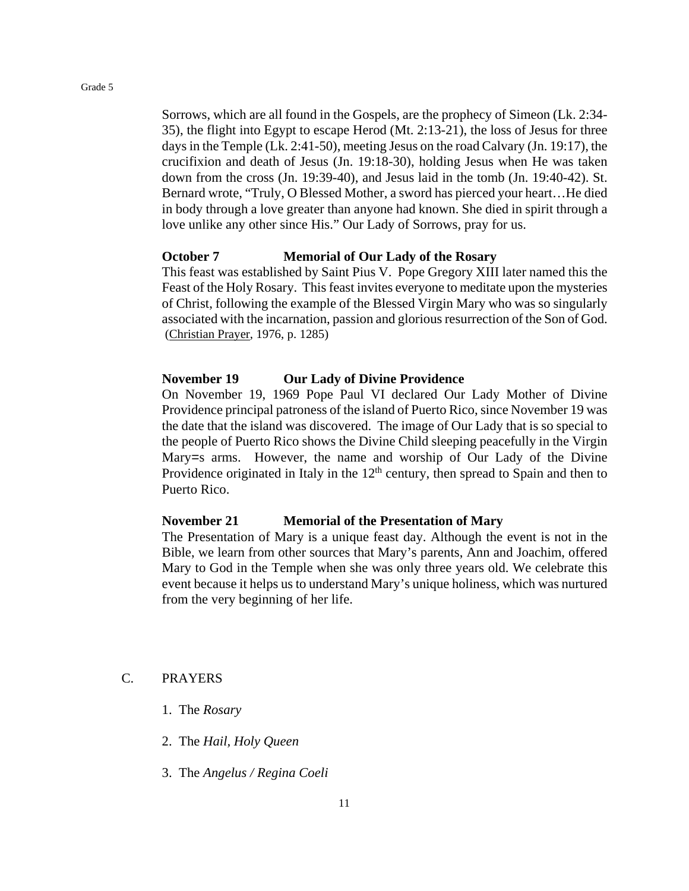Sorrows, which are all found in the Gospels, are the prophecy of Simeon (Lk. 2:34-35), the flight into Egypt to escape Herod (Mt. 2:13-21), the loss of Jesus for three days in the Temple (Lk. 2:41-50), meeting Jesus on the road Calvary (Jn. 19:17), the crucifixion and death of Jesus (Jn. 19:18-30), holding Jesus when He was taken down from the cross (Jn. 19:39-40), and Jesus laid in the tomb (Jn. 19:40-42). St. Bernard wrote, "Truly, O Blessed Mother, a sword has pierced your heart…He died in body through a love greater than anyone had known. She died in spirit through a love unlike any other since His." Our Lady of Sorrows, pray for us.

**October 7 Memorial of Our Lady of the Rosary**

This feast was established by Saint Pius V. Pope Gregory XIII later named this the Feast of the Holy Rosary. This feast invites everyone to meditate upon the mysteries of Christ, following the example of the Blessed Virgin Mary who was so singularly associated with the incarnation, passion and glorious resurrection of the Son of God. (Christian Prayer, 1976, p. 1285)

**November 19 Our Lady of Divine Providence**

On November 19, 1969 Pope Paul VI declared Our Lady Mother of Divine Providence principal patroness of the island of Puerto Rico, since November 19 was the date that the island was discovered. The image of Our Lady that is so special to the people of Puerto Rico shows the Divine Child sleeping peacefully in the Virgin Mary=s arms. However, the name and worship of Our Lady of the Divine Providence originated in Italy in the 12th century, then spread to Spain and then to Puerto Rico.

**November 21 Memorial of the Presentation of Mary**

The Presentation of Mary is a unique feast day. Although the event is not in the Bible, we learn from other sources that Mary's parents, Ann and Joachim, offered Mary to God in the Temple when she was only three years old. We celebrate this event because it helps us to understand Mary's unique holiness, which was nurtured from the very beginning of her life.

C. PRAYERS

1. The *Rosary*
2. The *Hail, Holy Queen*
3. The *Angelus / Regina Coeli*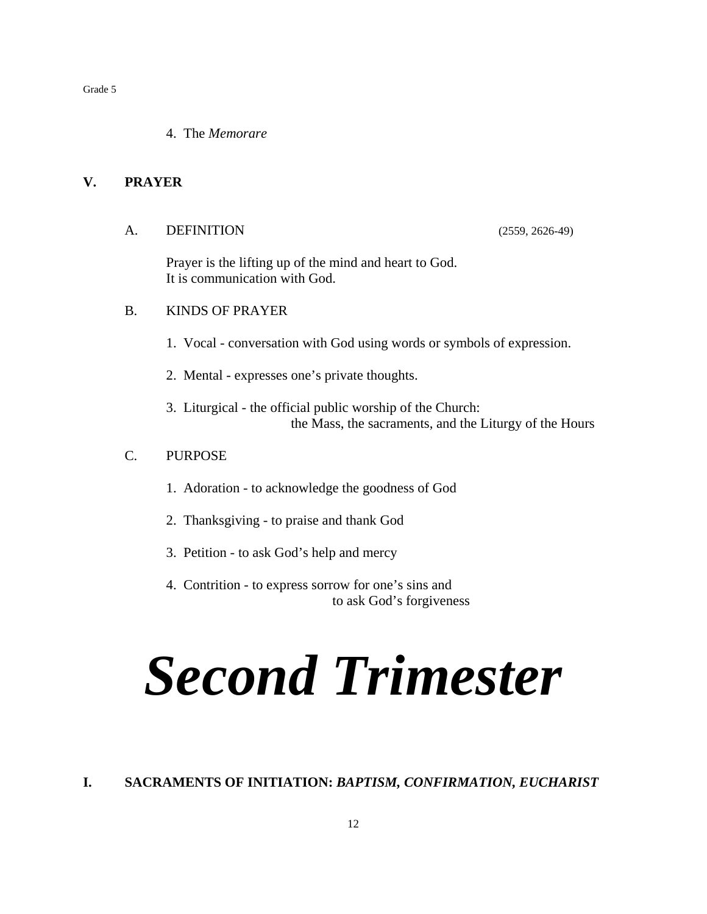4. The *Memorare*

## V. PRAYER

### A. DEFINITION (2559, 2626-49)

Prayer is the lifting up of the mind and heart to God.
It is communication with God.

### B. KINDS OF PRAYER

1. Vocal - conversation with God using words or symbols of expression.
2. Mental - expresses one's private thoughts.
3. Liturgical - the official public worship of the Church:
   the Mass, the sacraments, and the Liturgy of the Hours

### C. PURPOSE

1. Adoration - to acknowledge the goodness of God
2. Thanksgiving - to praise and thank God
3. Petition - to ask God's help and mercy
4. Contrition - to express sorrow for one's sins and
   to ask God's forgiveness

# ***Second Trimester***

## I. SACRAMENTS OF INITIATION: *BAPTISM, CONFIRMATION, EUCHARIST*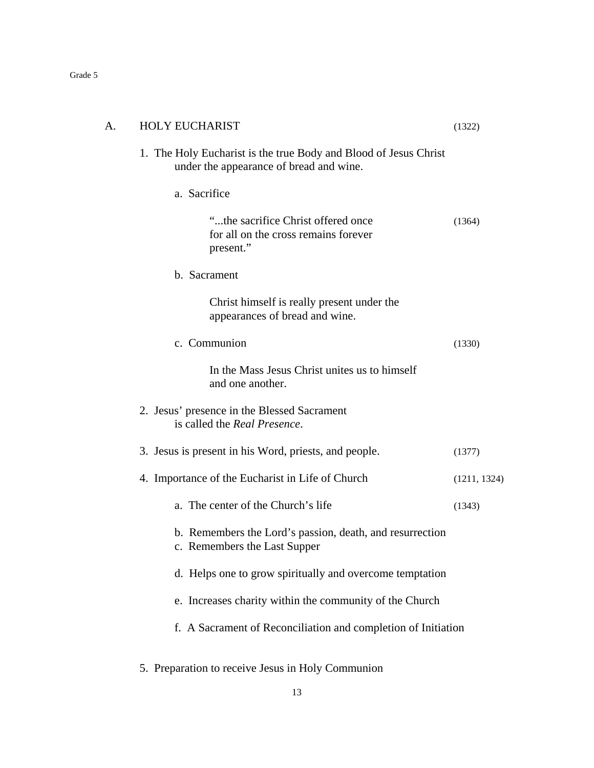## A. HOLY EUCHARIST (1322)

1. The Holy Eucharist is the true Body and Blood of Jesus Christ under the appearance of bread and wine.

   a. Sacrifice

      "...the sacrifice Christ offered once for all on the cross remains forever present." (1364)

   b. Sacrament

      Christ himself is really present under the appearances of bread and wine.

   c. Communion (1330)

      In the Mass Jesus Christ unites us to himself and one another.

2. Jesus' presence in the Blessed Sacrament is called the *Real Presence*.

3. Jesus is present in his Word, priests, and people. (1377)

4. Importance of the Eucharist in Life of Church (1211, 1324)

   a. The center of the Church's life (1343)

   b. Remembers the Lord's passion, death, and resurrection

   c. Remembers the Last Supper

   d. Helps one to grow spiritually and overcome temptation

   e. Increases charity within the community of the Church

   f. A Sacrament of Reconciliation and completion of Initiation

5. Preparation to receive Jesus in Holy Communion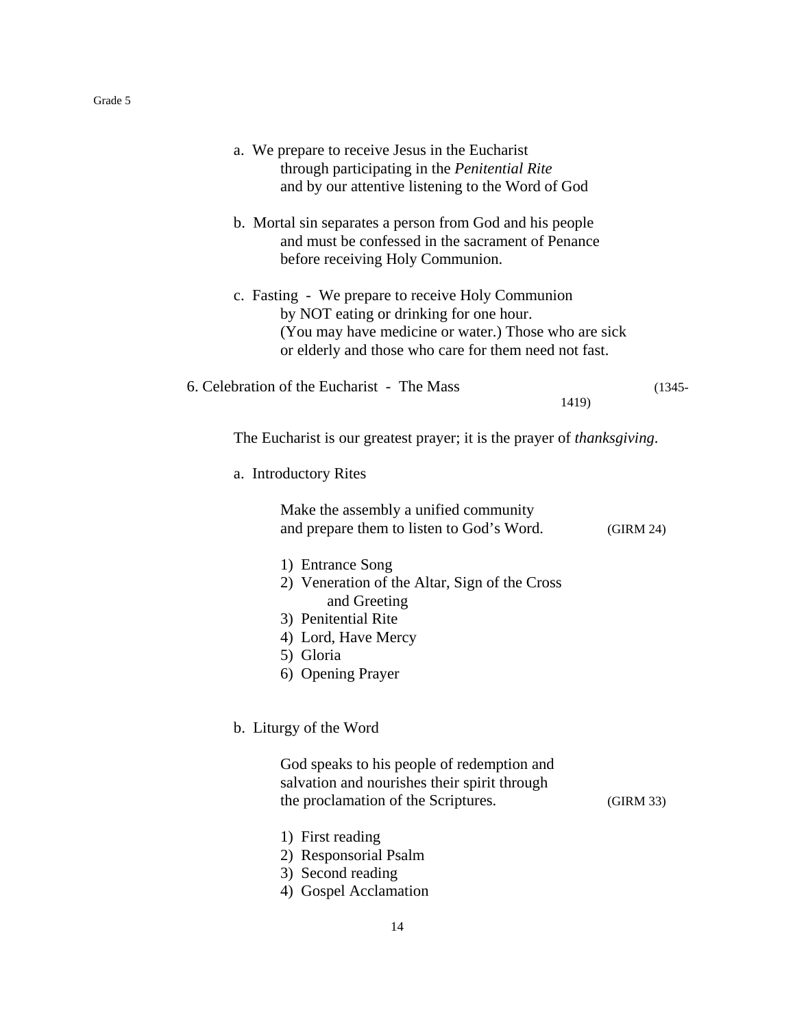a. We prepare to receive Jesus in the Eucharist through participating in the *Penitential Rite* and by our attentive listening to the Word of God

b. Mortal sin separates a person from God and his people and must be confessed in the sacrament of Penance before receiving Holy Communion.

c. Fasting - We prepare to receive Holy Communion by NOT eating or drinking for one hour. (You may have medicine or water.) Those who are sick or elderly and those who care for them need not fast.

6. Celebration of the Eucharist - The Mass (1345-1419)

The Eucharist is our greatest prayer; it is the prayer of *thanksgiving*.

a. Introductory Rites

Make the assembly a unified community and prepare them to listen to God's Word. (GIRM 24)

1) Entrance Song
2) Veneration of the Altar, Sign of the Cross and Greeting
3) Penitential Rite
4) Lord, Have Mercy
5) Gloria
6) Opening Prayer

b. Liturgy of the Word

God speaks to his people of redemption and salvation and nourishes their spirit through the proclamation of the Scriptures. (GIRM 33)

1) First reading
2) Responsorial Psalm
3) Second reading
4) Gospel Acclamation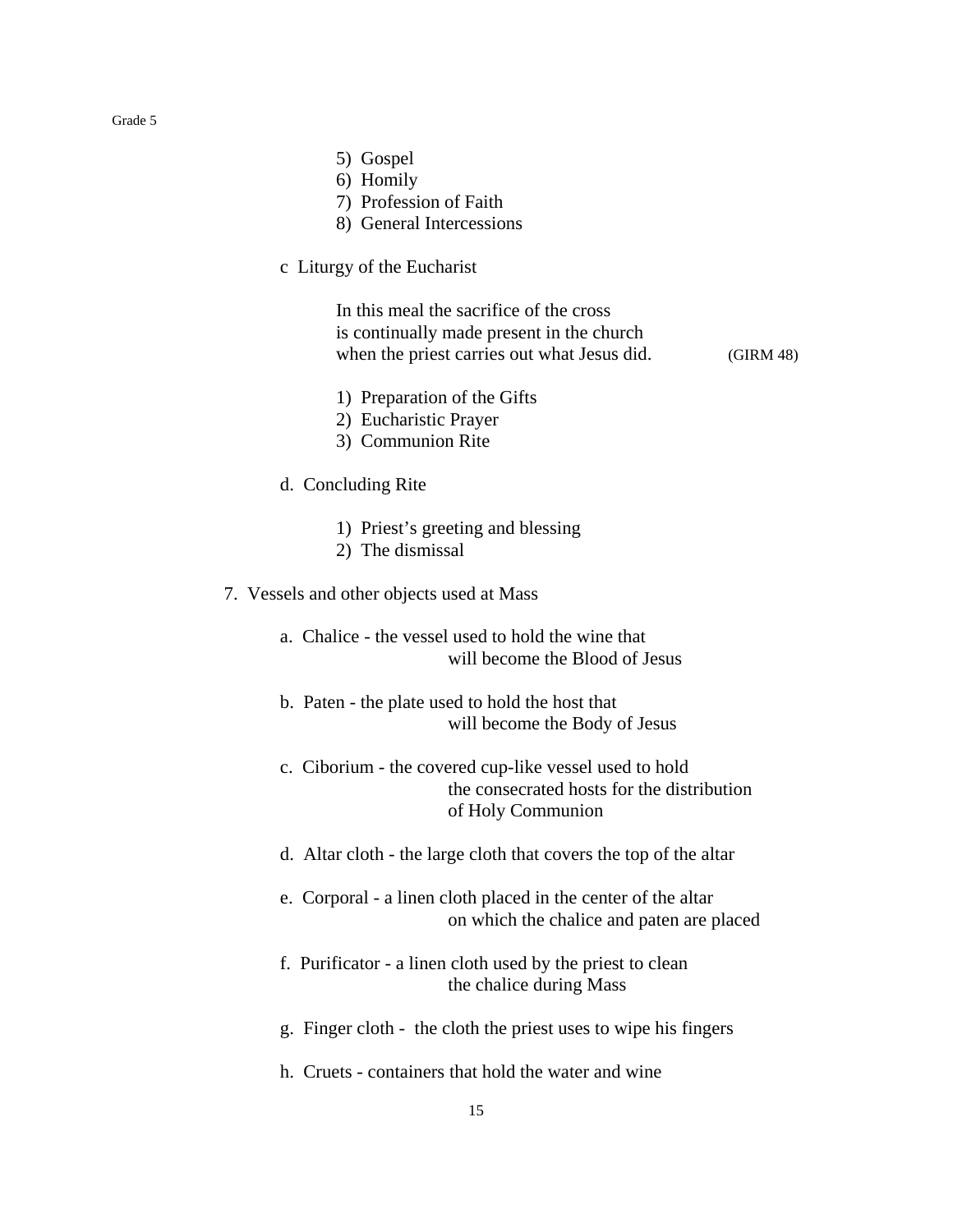5) Gospel
6) Homily
7) Profession of Faith
8) General Intercessions

c Liturgy of the Eucharist

> In this meal the sacrifice of the cross
> is continually made present in the church
> when the priest carries out what Jesus did. (GIRM 48)

1) Preparation of the Gifts
2) Eucharistic Prayer
3) Communion Rite

d. Concluding Rite

1) Priest's greeting and blessing
2) The dismissal

7. Vessels and other objects used at Mass

a. Chalice - the vessel used to hold the wine that will become the Blood of Jesus

b. Paten - the plate used to hold the host that will become the Body of Jesus

c. Ciborium - the covered cup-like vessel used to hold the consecrated hosts for the distribution of Holy Communion

d. Altar cloth - the large cloth that covers the top of the altar

e. Corporal - a linen cloth placed in the center of the altar on which the chalice and paten are placed

f. Purificator - a linen cloth used by the priest to clean the chalice during Mass

g. Finger cloth - the cloth the priest uses to wipe his fingers

h. Cruets - containers that hold the water and wine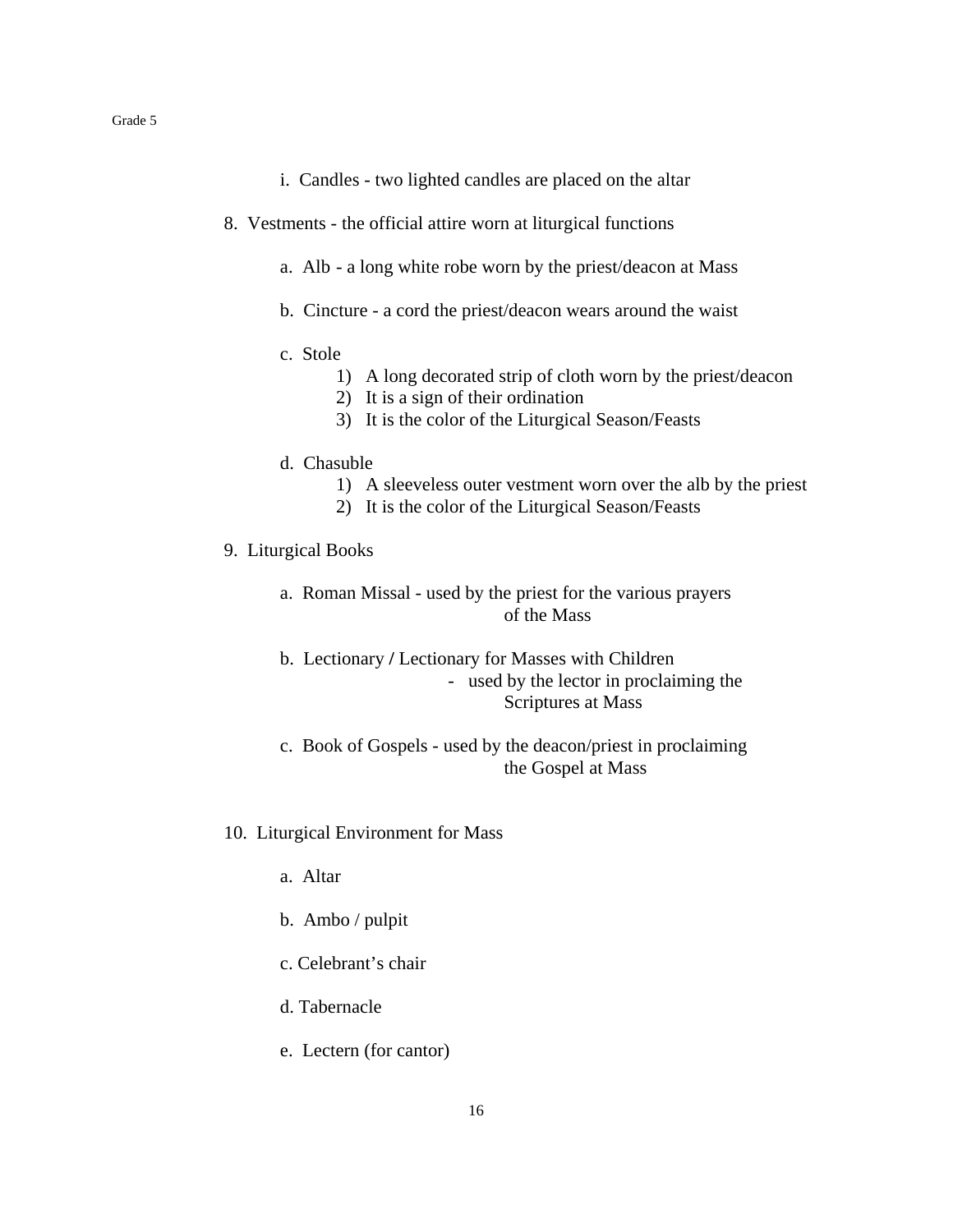i. Candles - two lighted candles are placed on the altar

8. Vestments - the official attire worn at liturgical functions

   a. Alb - a long white robe worn by the priest/deacon at Mass

   b. Cincture - a cord the priest/deacon wears around the waist

   c. Stole
      1) A long decorated strip of cloth worn by the priest/deacon
      2) It is a sign of their ordination
      3) It is the color of the Liturgical Season/Feasts

   d. Chasuble
      1) A sleeveless outer vestment worn over the alb by the priest
      2) It is the color of the Liturgical Season/Feasts

9. Liturgical Books

   a. Roman Missal - used by the priest for the various prayers of the Mass

   b. Lectionary / Lectionary for Masses with Children
      - used by the lector in proclaiming the Scriptures at Mass

   c. Book of Gospels - used by the deacon/priest in proclaiming the Gospel at Mass

10. Liturgical Environment for Mass

   a. Altar

   b. Ambo / pulpit

   c. Celebrant's chair

   d. Tabernacle

   e. Lectern (for cantor)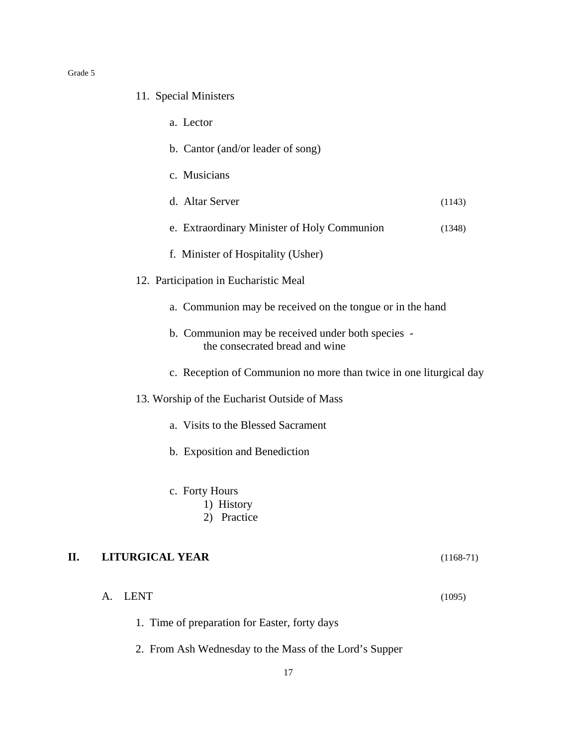11. Special Ministers

    a. Lector

    b. Cantor (and/or leader of song)

    c. Musicians

    d. Altar Server (1143)

    e. Extraordinary Minister of Holy Communion (1348)

    f. Minister of Hospitality (Usher)

12. Participation in Eucharistic Meal

    a. Communion may be received on the tongue or in the hand

    b. Communion may be received under both species - the consecrated bread and wine

    c. Reception of Communion no more than twice in one liturgical day

13. Worship of the Eucharist Outside of Mass

    a. Visits to the Blessed Sacrament

    b. Exposition and Benediction

    c. Forty Hours
        1) History
        2) Practice

## II. LITURGICAL YEAR (1168-71)

### A. LENT (1095)

1. Time of preparation for Easter, forty days

2. From Ash Wednesday to the Mass of the Lord's Supper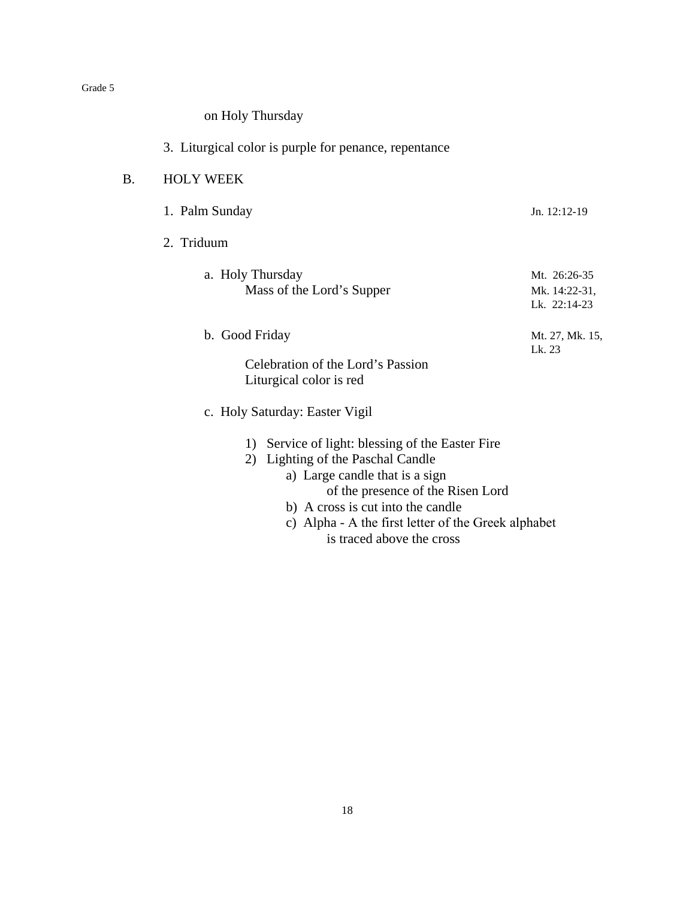on Holy Thursday

3. Liturgical color is purple for penance, repentance

B. HOLY WEEK

1. Palm Sunday — Jn. 12:12-19

2. Triduum

   a. Holy Thursday — Mt. 26:26-35, Mk. 14:22-31, Lk. 22:14-23
      Mass of the Lord's Supper

   b. Good Friday — Mt. 27, Mk. 15, Lk. 23
      Celebration of the Lord's Passion
      Liturgical color is red

   c. Holy Saturday: Easter Vigil

      1) Service of light: blessing of the Easter Fire
      2) Lighting of the Paschal Candle
         a) Large candle that is a sign of the presence of the Risen Lord
         b) A cross is cut into the candle
         c) Alpha - A the first letter of the Greek alphabet is traced above the cross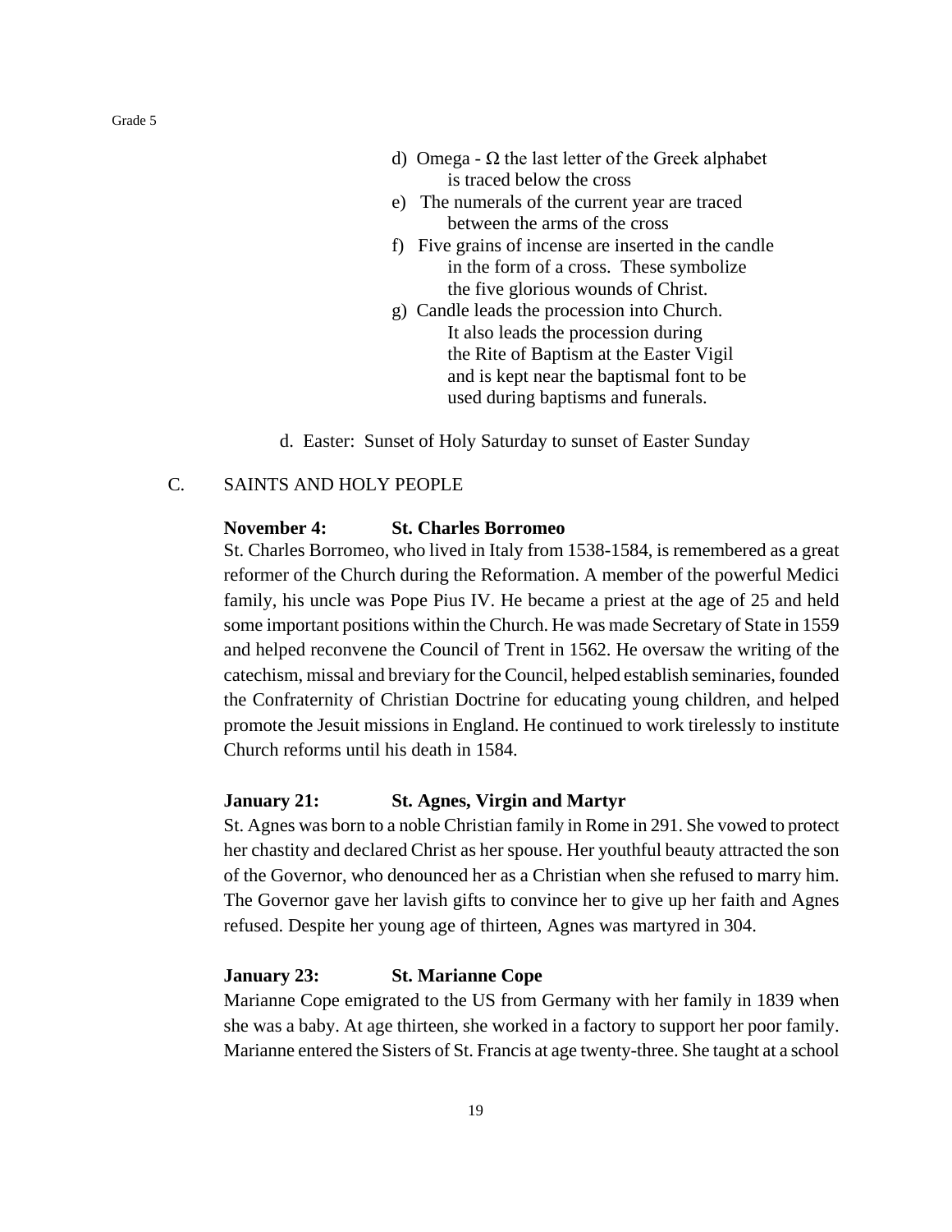d) Omega - Ω the last letter of the Greek alphabet is traced below the cross

e) The numerals of the current year are traced between the arms of the cross

f) Five grains of incense are inserted in the candle in the form of a cross. These symbolize the five glorious wounds of Christ.

g) Candle leads the procession into Church. It also leads the procession during the Rite of Baptism at the Easter Vigil and is kept near the baptismal font to be used during baptisms and funerals.

d. Easter: Sunset of Holy Saturday to sunset of Easter Sunday

## C. SAINTS AND HOLY PEOPLE

**November 4: St. Charles Borromeo**

St. Charles Borromeo, who lived in Italy from 1538-1584, is remembered as a great reformer of the Church during the Reformation. A member of the powerful Medici family, his uncle was Pope Pius IV. He became a priest at the age of 25 and held some important positions within the Church. He was made Secretary of State in 1559 and helped reconvene the Council of Trent in 1562. He oversaw the writing of the catechism, missal and breviary for the Council, helped establish seminaries, founded the Confraternity of Christian Doctrine for educating young children, and helped promote the Jesuit missions in England. He continued to work tirelessly to institute Church reforms until his death in 1584.

**January 21: St. Agnes, Virgin and Martyr**

St. Agnes was born to a noble Christian family in Rome in 291. She vowed to protect her chastity and declared Christ as her spouse. Her youthful beauty attracted the son of the Governor, who denounced her as a Christian when she refused to marry him. The Governor gave her lavish gifts to convince her to give up her faith and Agnes refused. Despite her young age of thirteen, Agnes was martyred in 304.

**January 23: St. Marianne Cope**

Marianne Cope emigrated to the US from Germany with her family in 1839 when she was a baby. At age thirteen, she worked in a factory to support her poor family. Marianne entered the Sisters of St. Francis at age twenty-three. She taught at a school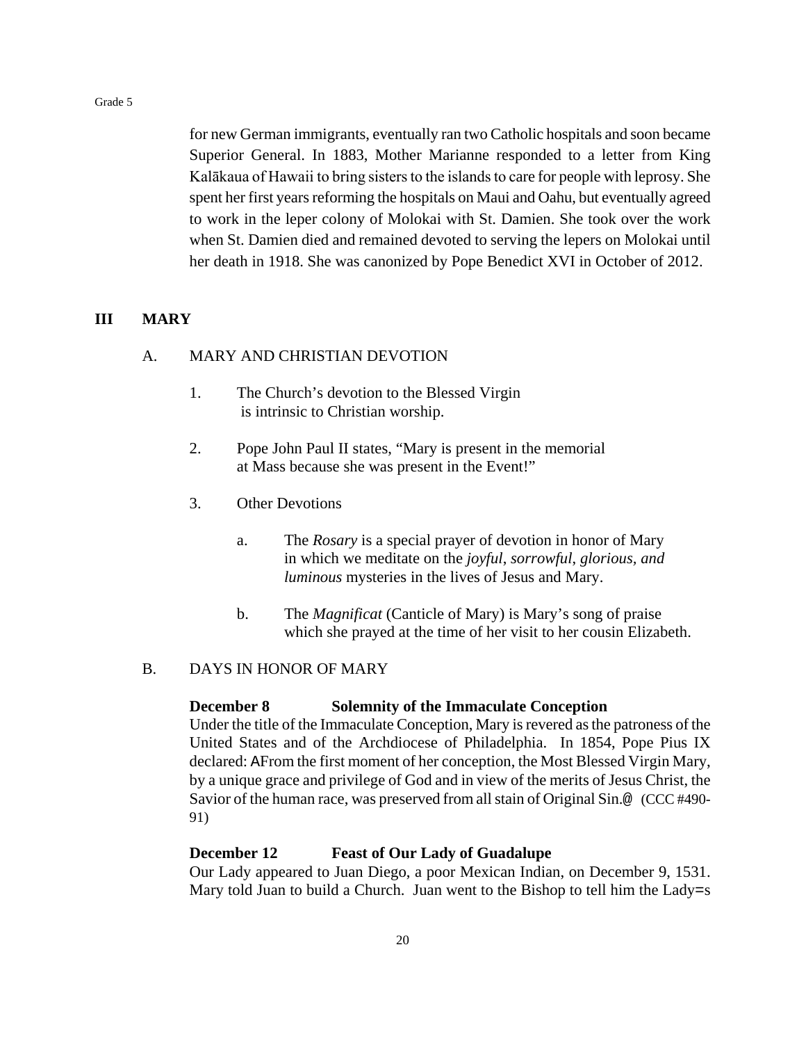for new German immigrants, eventually ran two Catholic hospitals and soon became Superior General. In 1883, Mother Marianne responded to a letter from King Kalākaua of Hawaii to bring sisters to the islands to care for people with leprosy. She spent her first years reforming the hospitals on Maui and Oahu, but eventually agreed to work in the leper colony of Molokai with St. Damien. She took over the work when St. Damien died and remained devoted to serving the lepers on Molokai until her death in 1918. She was canonized by Pope Benedict XVI in October of 2012.

## III MARY

### A. MARY AND CHRISTIAN DEVOTION

1. The Church's devotion to the Blessed Virgin is intrinsic to Christian worship.

2. Pope John Paul II states, "Mary is present in the memorial at Mass because she was present in the Event!"

3. Other Devotions

   a. The *Rosary* is a special prayer of devotion in honor of Mary in which we meditate on the *joyful, sorrowful, glorious, and luminous* mysteries in the lives of Jesus and Mary.

   b. The *Magnificat* (Canticle of Mary) is Mary's song of praise which she prayed at the time of her visit to her cousin Elizabeth.

### B. DAYS IN HONOR OF MARY

**December 8 Solemnity of the Immaculate Conception**

Under the title of the Immaculate Conception, Mary is revered as the patroness of the United States and of the Archdiocese of Philadelphia. In 1854, Pope Pius IX declared: AFrom the first moment of her conception, the Most Blessed Virgin Mary, by a unique grace and privilege of God and in view of the merits of Jesus Christ, the Savior of the human race, was preserved from all stain of Original Sin.@ (CCC #490-91)

**December 12 Feast of Our Lady of Guadalupe**

Our Lady appeared to Juan Diego, a poor Mexican Indian, on December 9, 1531. Mary told Juan to build a Church. Juan went to the Bishop to tell him the Lady=s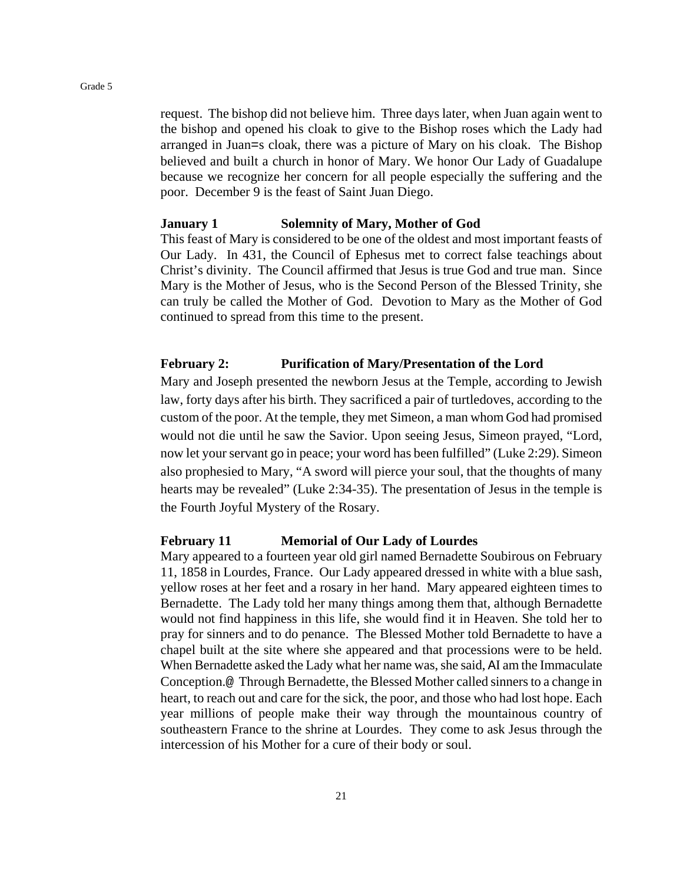request. The bishop did not believe him. Three days later, when Juan again went to the bishop and opened his cloak to give to the Bishop roses which the Lady had arranged in Juan=s cloak, there was a picture of Mary on his cloak. The Bishop believed and built a church in honor of Mary. We honor Our Lady of Guadalupe because we recognize her concern for all people especially the suffering and the poor. December 9 is the feast of Saint Juan Diego.

**January 1 Solemnity of Mary, Mother of God**

This feast of Mary is considered to be one of the oldest and most important feasts of Our Lady. In 431, the Council of Ephesus met to correct false teachings about Christ's divinity. The Council affirmed that Jesus is true God and true man. Since Mary is the Mother of Jesus, who is the Second Person of the Blessed Trinity, she can truly be called the Mother of God. Devotion to Mary as the Mother of God continued to spread from this time to the present.

**February 2: Purification of Mary/Presentation of the Lord**

Mary and Joseph presented the newborn Jesus at the Temple, according to Jewish law, forty days after his birth. They sacrificed a pair of turtledoves, according to the custom of the poor. At the temple, they met Simeon, a man whom God had promised would not die until he saw the Savior. Upon seeing Jesus, Simeon prayed, "Lord, now let your servant go in peace; your word has been fulfilled" (Luke 2:29). Simeon also prophesied to Mary, "A sword will pierce your soul, that the thoughts of many hearts may be revealed" (Luke 2:34-35). The presentation of Jesus in the temple is the Fourth Joyful Mystery of the Rosary.

**February 11 Memorial of Our Lady of Lourdes**

Mary appeared to a fourteen year old girl named Bernadette Soubirous on February 11, 1858 in Lourdes, France. Our Lady appeared dressed in white with a blue sash, yellow roses at her feet and a rosary in her hand. Mary appeared eighteen times to Bernadette. The Lady told her many things among them that, although Bernadette would not find happiness in this life, she would find it in Heaven. She told her to pray for sinners and to do penance. The Blessed Mother told Bernadette to have a chapel built at the site where she appeared and that processions were to be held. When Bernadette asked the Lady what her name was, she said, AI am the Immaculate Conception.@ Through Bernadette, the Blessed Mother called sinners to a change in heart, to reach out and care for the sick, the poor, and those who had lost hope. Each year millions of people make their way through the mountainous country of southeastern France to the shrine at Lourdes. They come to ask Jesus through the intercession of his Mother for a cure of their body or soul.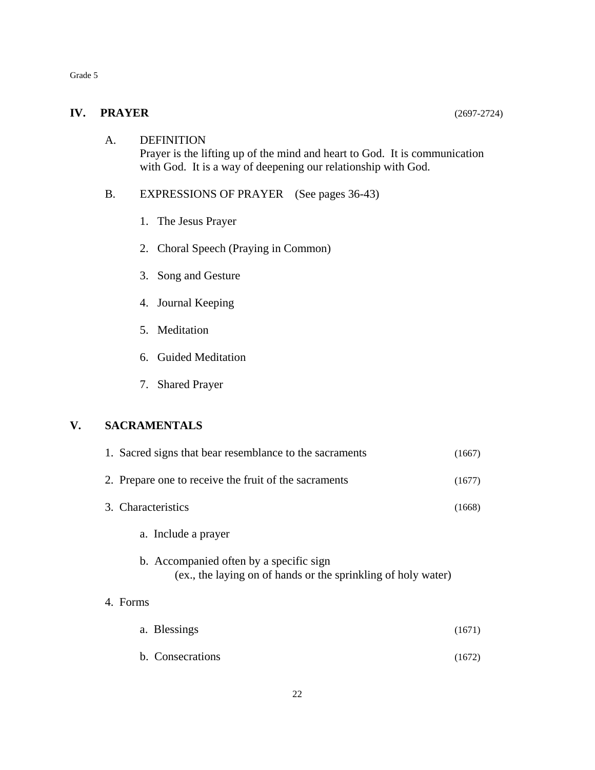## IV. PRAYER (2697-2724)

A. DEFINITION

Prayer is the lifting up of the mind and heart to God. It is communication with God. It is a way of deepening our relationship with God.

B. EXPRESSIONS OF PRAYER (See pages 36-43)

1. The Jesus Prayer
2. Choral Speech (Praying in Common)
3. Song and Gesture
4. Journal Keeping
5. Meditation
6. Guided Meditation
7. Shared Prayer

## V. SACRAMENTALS

1. Sacred signs that bear resemblance to the sacraments (1667)
2. Prepare one to receive the fruit of the sacraments (1677)
3. Characteristics (1668)
   a. Include a prayer
   b. Accompanied often by a specific sign (ex., the laying on of hands or the sprinkling of holy water)
4. Forms
   a. Blessings (1671)
   b. Consecrations (1672)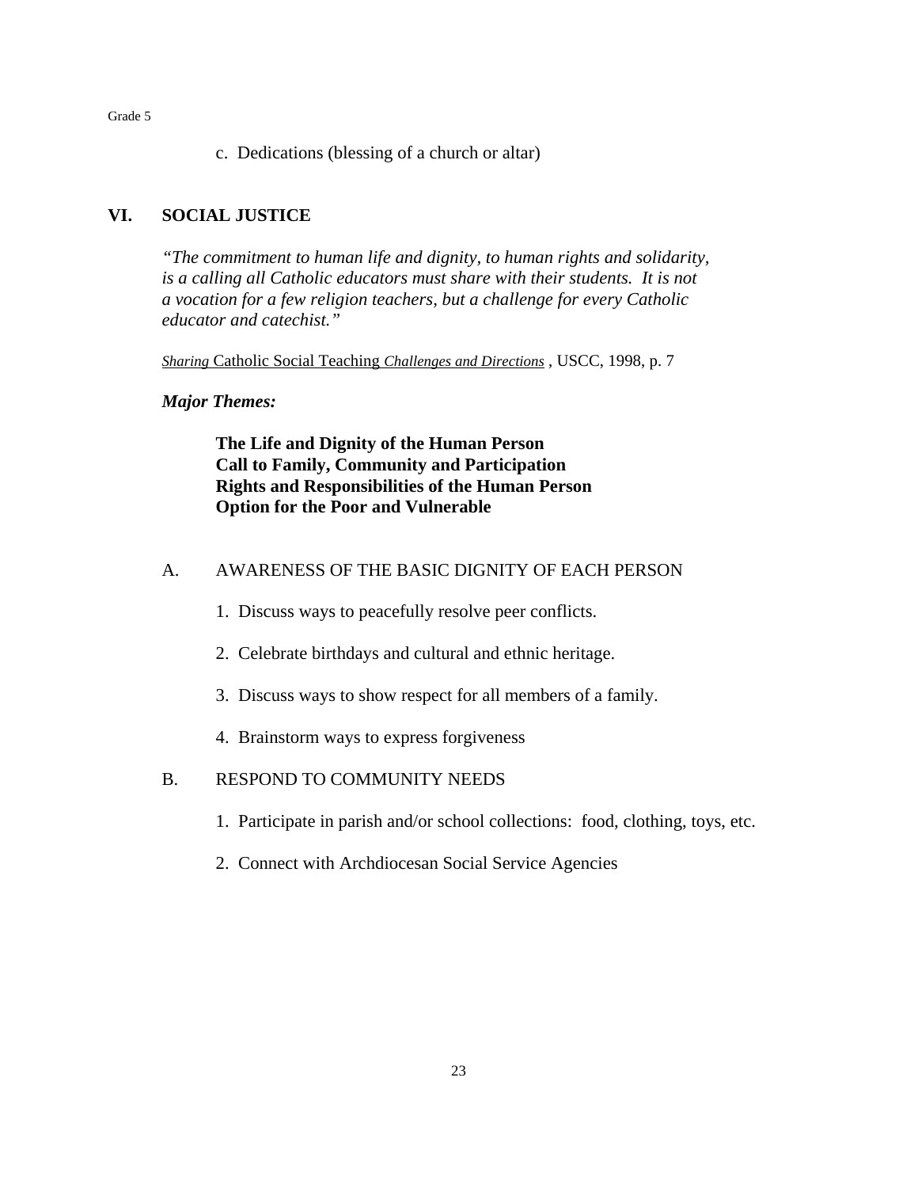c. Dedications (blessing of a church or altar)

## VI. SOCIAL JUSTICE

*"The commitment to human life and dignity, to human rights and solidarity, is a calling all Catholic educators must share with their students. It is not a vocation for a few religion teachers, but a challenge for every Catholic educator and catechist."*

*Sharing* Catholic Social Teaching *Challenges and Directions* , USCC, 1998, p. 7

***Major Themes:***

**The Life and Dignity of the Human Person**
**Call to Family, Community and Participation**
**Rights and Responsibilities of the Human Person**
**Option for the Poor and Vulnerable**

### A. AWARENESS OF THE BASIC DIGNITY OF EACH PERSON

1. Discuss ways to peacefully resolve peer conflicts.

2. Celebrate birthdays and cultural and ethnic heritage.

3. Discuss ways to show respect for all members of a family.

4. Brainstorm ways to express forgiveness

### B. RESPOND TO COMMUNITY NEEDS

1. Participate in parish and/or school collections: food, clothing, toys, etc.

2. Connect with Archdiocesan Social Service Agencies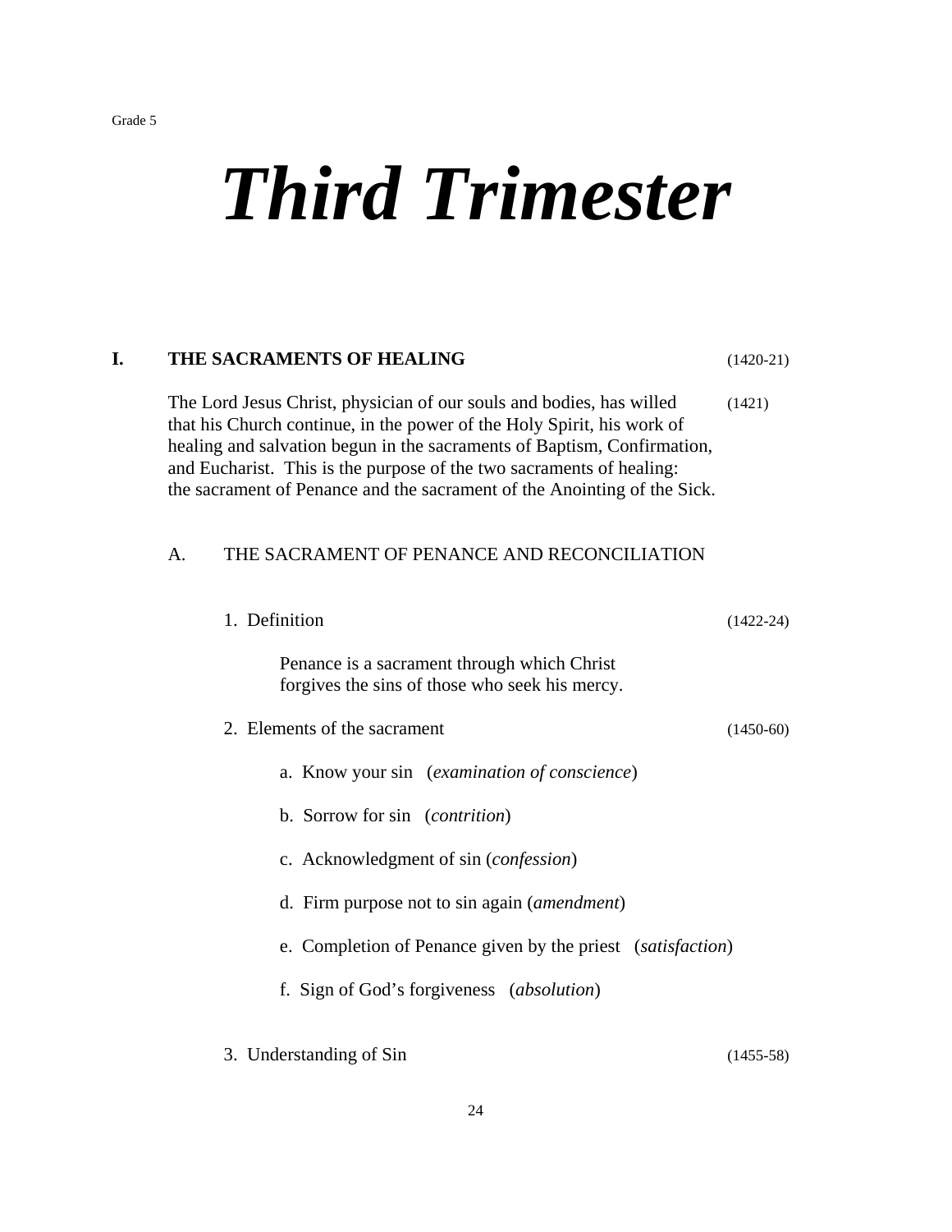Grade 5

# *Third Trimester*

## I. THE SACRAMENTS OF HEALING (1420-21)

The Lord Jesus Christ, physician of our souls and bodies, has willed that his Church continue, in the power of the Holy Spirit, his work of healing and salvation begun in the sacraments of Baptism, Confirmation, and Eucharist. This is the purpose of the two sacraments of healing: the sacrament of Penance and the sacrament of the Anointing of the Sick. (1421)

### A. THE SACRAMENT OF PENANCE AND RECONCILIATION

1. Definition (1422-24)

   Penance is a sacrament through which Christ forgives the sins of those who seek his mercy.

2. Elements of the sacrament (1450-60)

   a. Know your sin (*examination of conscience*)

   b. Sorrow for sin (*contrition*)

   c. Acknowledgment of sin (*confession*)

   d. Firm purpose not to sin again (*amendment*)

   e. Completion of Penance given by the priest (*satisfaction*)

   f. Sign of God's forgiveness (*absolution*)

3. Understanding of Sin (1455-58)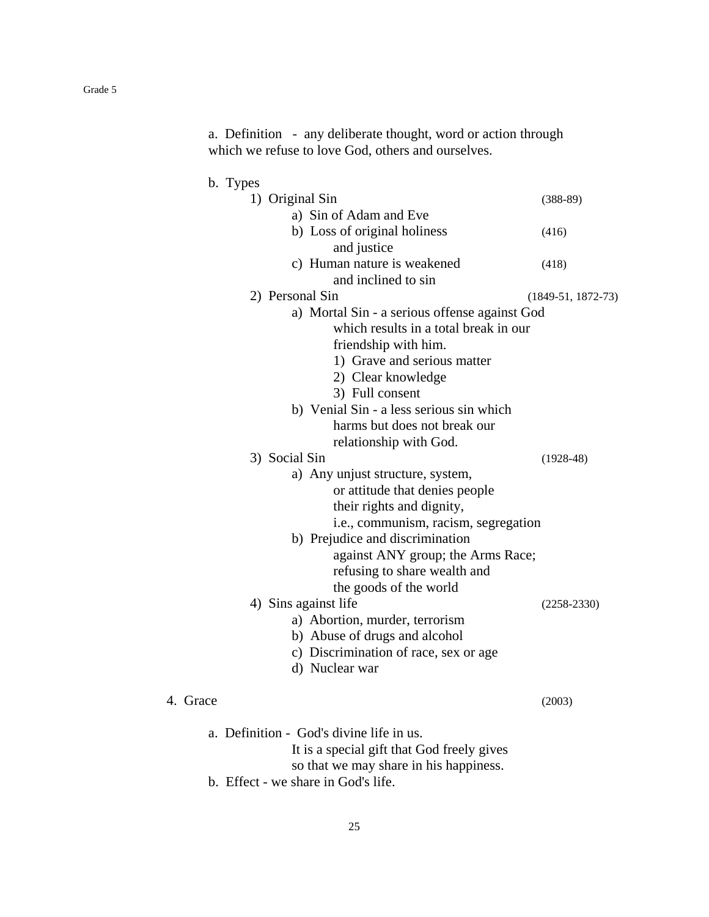a. Definition - any deliberate thought, word or action through which we refuse to love God, others and ourselves.

b. Types

1) Original Sin (388-89)
   - a) Sin of Adam and Eve
   - b) Loss of original holiness and justice (416)
   - c) Human nature is weakened and inclined to sin (418)

2) Personal Sin (1849-51, 1872-73)
   - a) Mortal Sin - a serious offense against God which results in a total break in our friendship with him.
     1) Grave and serious matter
     2) Clear knowledge
     3) Full consent
   - b) Venial Sin - a less serious sin which harms but does not break our relationship with God.

3) Social Sin (1928-48)
   - a) Any unjust structure, system, or attitude that denies people their rights and dignity, i.e., communism, racism, segregation
   - b) Prejudice and discrimination against ANY group; the Arms Race; refusing to share wealth and the goods of the world

4) Sins against life (2258-2330)
   - a) Abortion, murder, terrorism
   - b) Abuse of drugs and alcohol
   - c) Discrimination of race, sex or age
   - d) Nuclear war

4. Grace (2003)

a. Definition - God's divine life in us.
It is a special gift that God freely gives so that we may share in his happiness.

b. Effect - we share in God's life.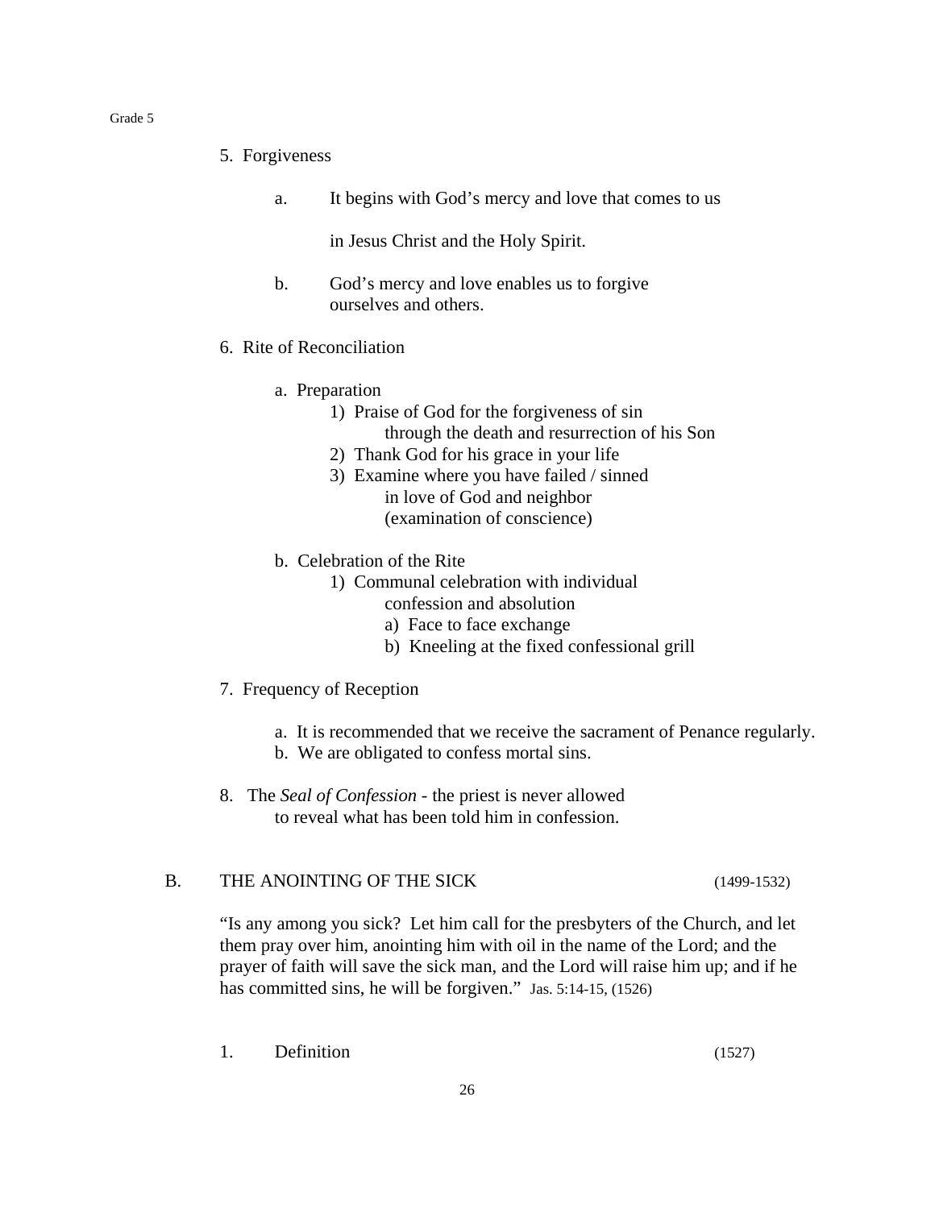5. Forgiveness

   a. It begins with God's mercy and love that comes to us in Jesus Christ and the Holy Spirit.

   b. God's mercy and love enables us to forgive ourselves and others.

6. Rite of Reconciliation

   a. Preparation
      1) Praise of God for the forgiveness of sin through the death and resurrection of his Son
      2) Thank God for his grace in your life
      3) Examine where you have failed / sinned in love of God and neighbor (examination of conscience)

   b. Celebration of the Rite
      1) Communal celebration with individual confession and absolution
         a) Face to face exchange
         b) Kneeling at the fixed confessional grill

7. Frequency of Reception

   a. It is recommended that we receive the sacrament of Penance regularly.
   b. We are obligated to confess mortal sins.

8. The *Seal of Confession* - the priest is never allowed to reveal what has been told him in confession.

## B. THE ANOINTING OF THE SICK (1499-1532)

"Is any among you sick? Let him call for the presbyters of the Church, and let them pray over him, anointing him with oil in the name of the Lord; and the prayer of faith will save the sick man, and the Lord will raise him up; and if he has committed sins, he will be forgiven." Jas. 5:14-15, (1526)

1. Definition (1527)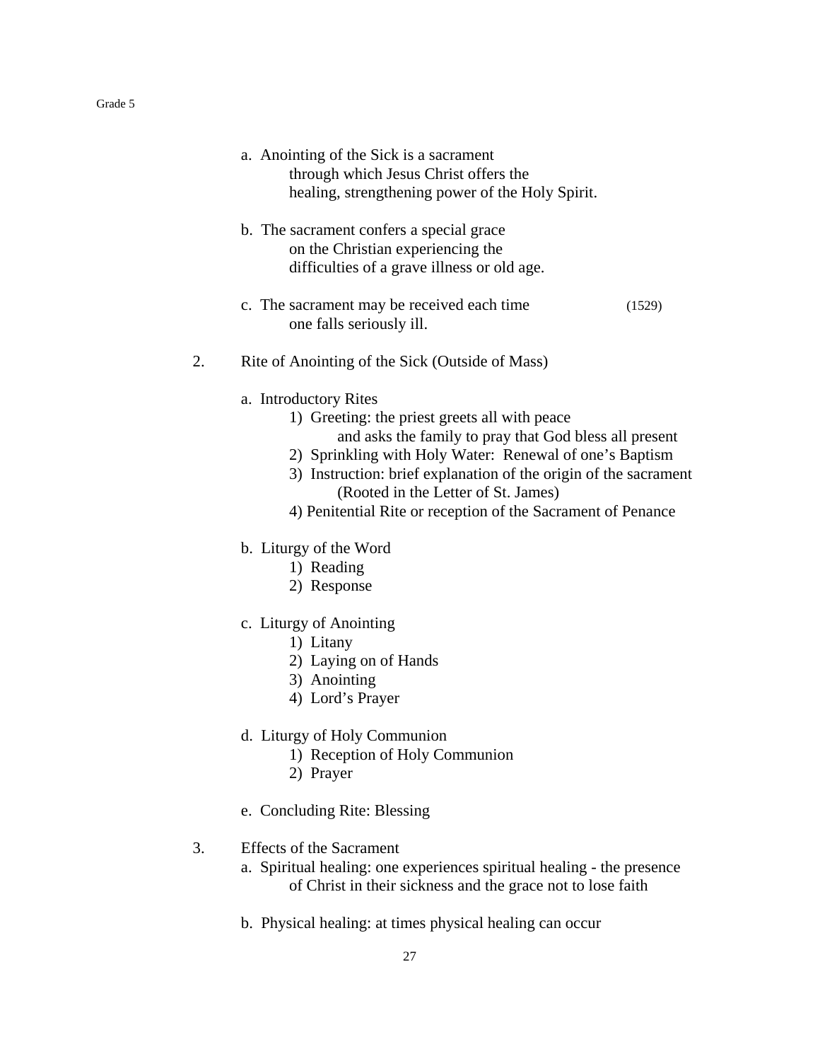a. Anointing of the Sick is a sacrament through which Jesus Christ offers the healing, strengthening power of the Holy Spirit.

b. The sacrament confers a special grace on the Christian experiencing the difficulties of a grave illness or old age.

c. The sacrament may be received each time one falls seriously ill. (1529)

2. Rite of Anointing of the Sick (Outside of Mass)

    a. Introductory Rites
        1) Greeting: the priest greets all with peace and asks the family to pray that God bless all present
        2) Sprinkling with Holy Water: Renewal of one's Baptism
        3) Instruction: brief explanation of the origin of the sacrament (Rooted in the Letter of St. James)
        4) Penitential Rite or reception of the Sacrament of Penance

    b. Liturgy of the Word
        1) Reading
        2) Response

    c. Liturgy of Anointing
        1) Litany
        2) Laying on of Hands
        3) Anointing
        4) Lord's Prayer

    d. Liturgy of Holy Communion
        1) Reception of Holy Communion
        2) Prayer

    e. Concluding Rite: Blessing

3. Effects of the Sacrament

    a. Spiritual healing: one experiences spiritual healing - the presence of Christ in their sickness and the grace not to lose faith

    b. Physical healing: at times physical healing can occur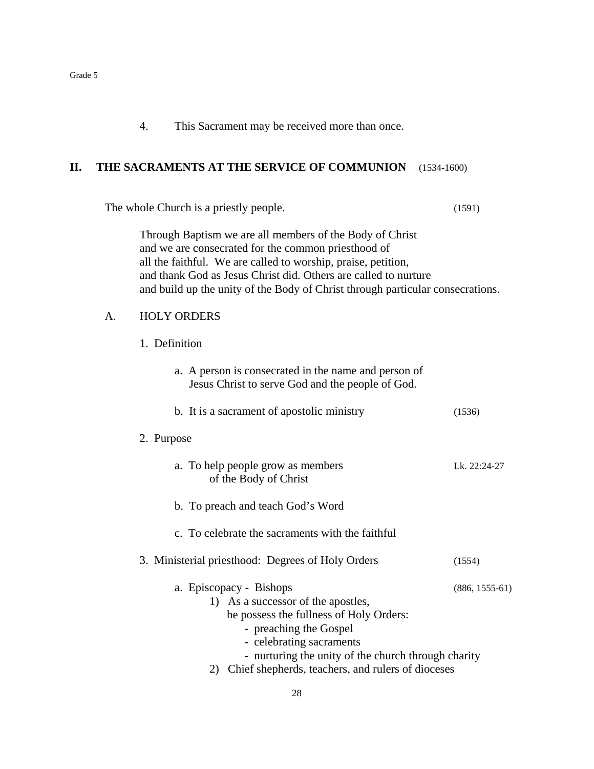4. This Sacrament may be received more than once.

## II. THE SACRAMENTS AT THE SERVICE OF COMMUNION (1534-1600)

The whole Church is a priestly people. (1591)

Through Baptism we are all members of the Body of Christ and we are consecrated for the common priesthood of all the faithful. We are called to worship, praise, petition, and thank God as Jesus Christ did. Others are called to nurture and build up the unity of the Body of Christ through particular consecrations.

### A. HOLY ORDERS

1. Definition

   a. A person is consecrated in the name and person of Jesus Christ to serve God and the people of God.

   b. It is a sacrament of apostolic ministry (1536)

2. Purpose

   a. To help people grow as members of the Body of Christ (Lk. 22:24-27)

   b. To preach and teach God's Word

   c. To celebrate the sacraments with the faithful

3. Ministerial priesthood: Degrees of Holy Orders (1554)

   a. Episcopacy - Bishops (886, 1555-61)
      1) As a successor of the apostles, he possess the fullness of Holy Orders:
         - preaching the Gospel
         - celebrating sacraments
         - nurturing the unity of the church through charity
      2) Chief shepherds, teachers, and rulers of dioceses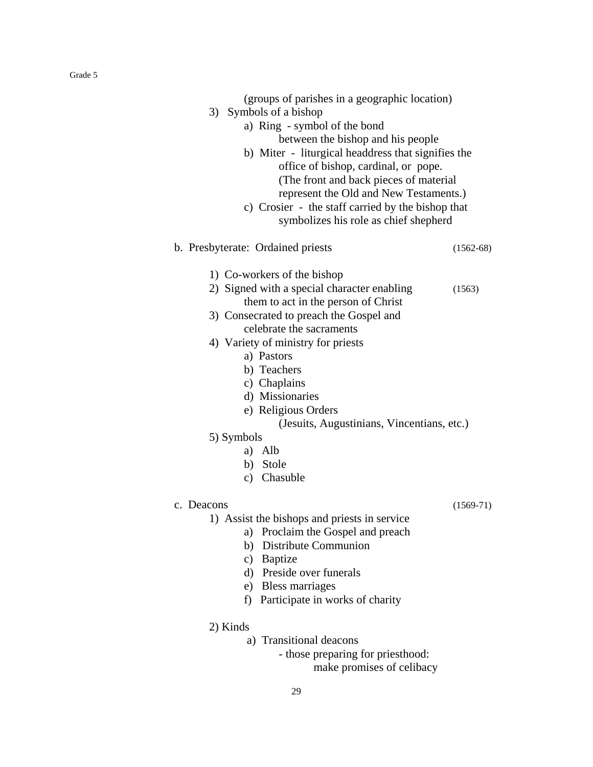(groups of parishes in a geographic location)

3) Symbols of a bishop
   - a) Ring - symbol of the bond between the bishop and his people
   - b) Miter - liturgical headdress that signifies the office of bishop, cardinal, or pope. (The front and back pieces of material represent the Old and New Testaments.)
   - c) Crosier - the staff carried by the bishop that symbolizes his role as chief shepherd

b. Presbyterate: Ordained priests (1562-68)

1) Co-workers of the bishop
2) Signed with a special character enabling them to act in the person of Christ (1563)
3) Consecrated to preach the Gospel and celebrate the sacraments
4) Variety of ministry for priests
   - a) Pastors
   - b) Teachers
   - c) Chaplains
   - d) Missionaries
   - e) Religious Orders (Jesuits, Augustinians, Vincentians, etc.)
5) Symbols
   - a) Alb
   - b) Stole
   - c) Chasuble

c. Deacons (1569-71)

1) Assist the bishops and priests in service
   - a) Proclaim the Gospel and preach
   - b) Distribute Communion
   - c) Baptize
   - d) Preside over funerals
   - e) Bless marriages
   - f) Participate in works of charity
2) Kinds
   - a) Transitional deacons
     - those preparing for priesthood: make promises of celibacy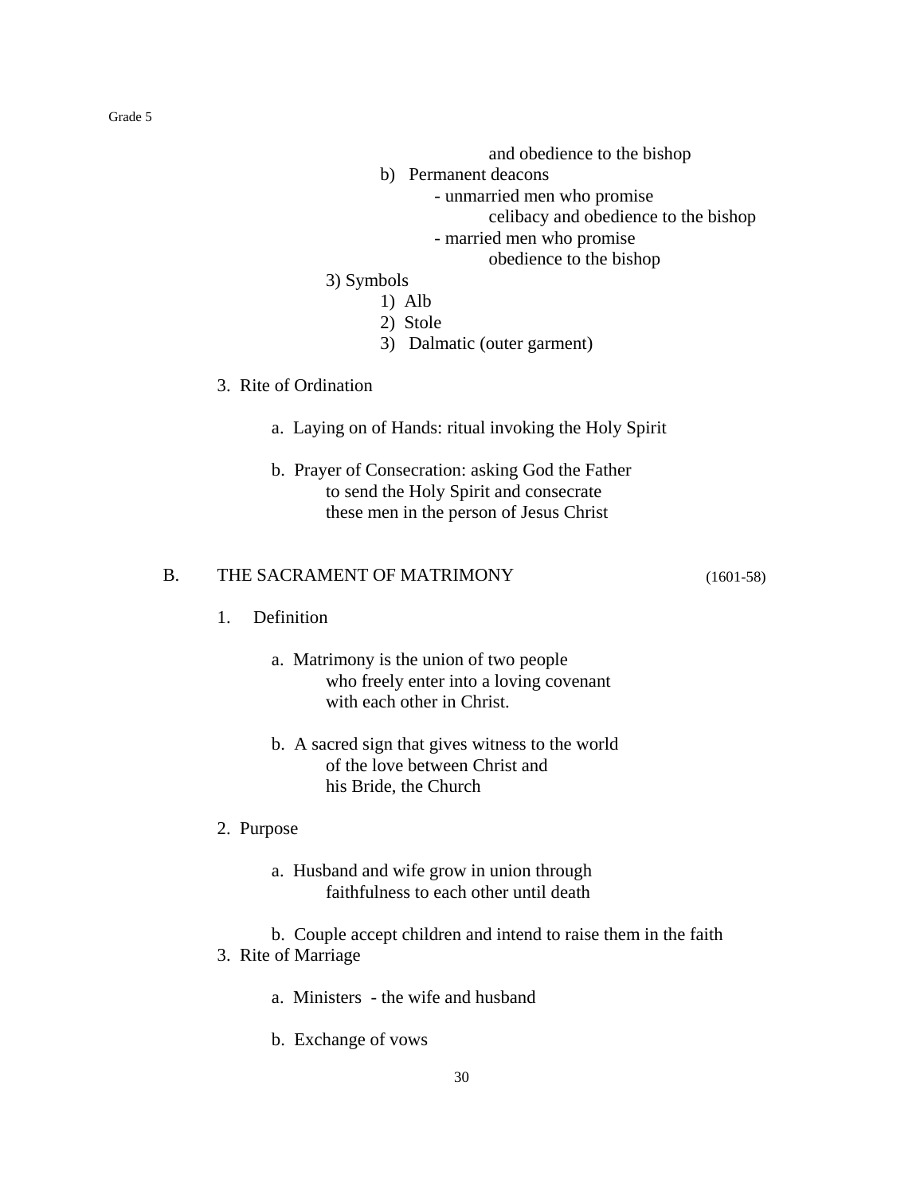and obedience to the bishop

b) Permanent deacons
- unmarried men who promise celibacy and obedience to the bishop
- married men who promise obedience to the bishop

3) Symbols
1) Alb
2) Stole
3) Dalmatic (outer garment)

3. Rite of Ordination

a. Laying on of Hands: ritual invoking the Holy Spirit

b. Prayer of Consecration: asking God the Father to send the Holy Spirit and consecrate these men in the person of Jesus Christ

## B. THE SACRAMENT OF MATRIMONY (1601-58)

1. Definition

a. Matrimony is the union of two people who freely enter into a loving covenant with each other in Christ.

b. A sacred sign that gives witness to the world of the love between Christ and his Bride, the Church

2. Purpose

a. Husband and wife grow in union through faithfulness to each other until death

b. Couple accept children and intend to raise them in the faith

3. Rite of Marriage

a. Ministers - the wife and husband

b. Exchange of vows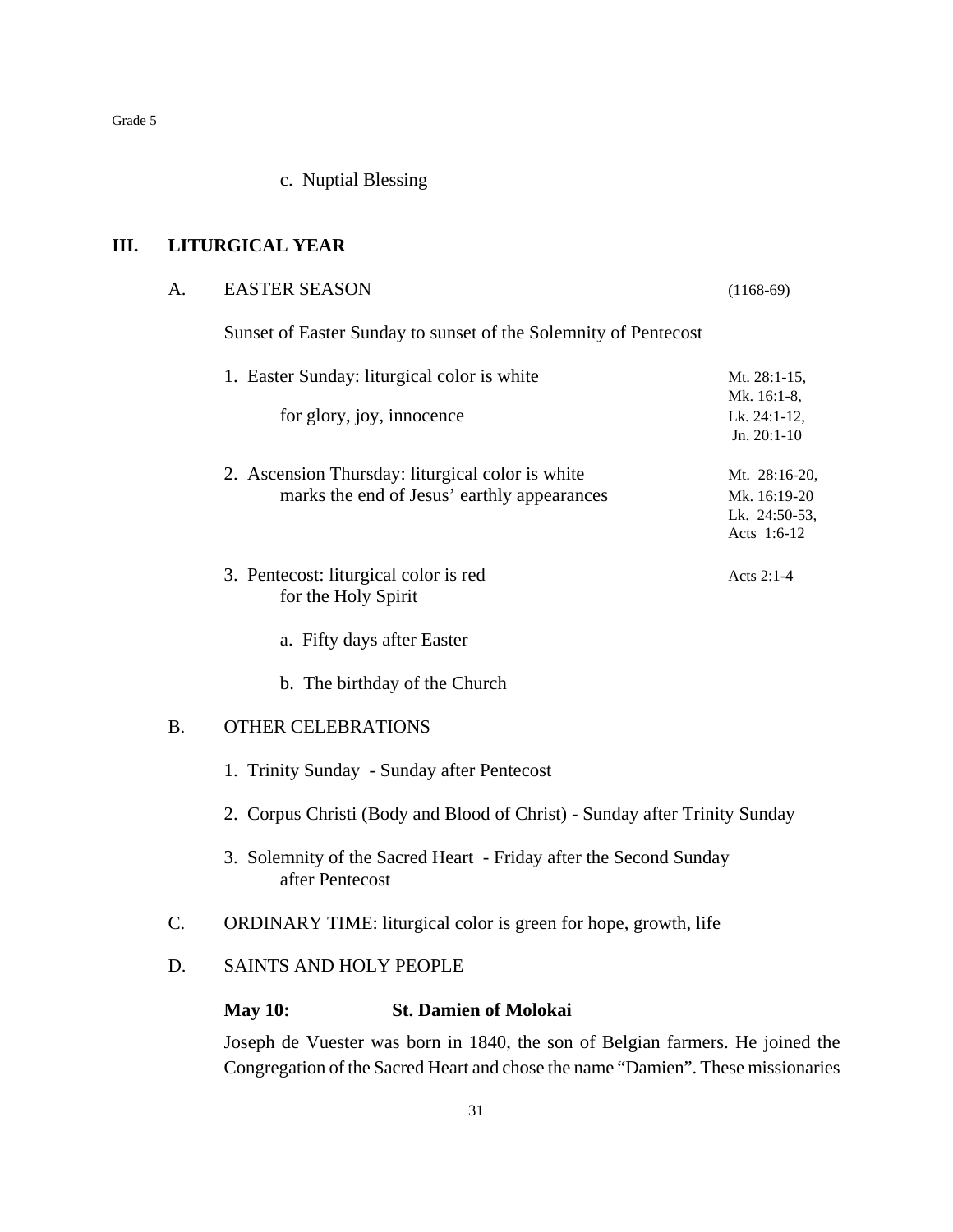c. Nuptial Blessing

## III. LITURGICAL YEAR

### A. EASTER SEASON (1168-69)

Sunset of Easter Sunday to sunset of the Solemnity of Pentecost

1. Easter Sunday: liturgical color is white for glory, joy, innocence — Mt. 28:1-15, Mk. 16:1-8, Lk. 24:1-12, Jn. 20:1-10

2. Ascension Thursday: liturgical color is white marks the end of Jesus' earthly appearances — Mt. 28:16-20, Mk. 16:19-20, Lk. 24:50-53, Acts 1:6-12

3. Pentecost: liturgical color is red for the Holy Spirit — Acts 2:1-4

   a. Fifty days after Easter

   b. The birthday of the Church

### B. OTHER CELEBRATIONS

1. Trinity Sunday - Sunday after Pentecost

2. Corpus Christi (Body and Blood of Christ) - Sunday after Trinity Sunday

3. Solemnity of the Sacred Heart - Friday after the Second Sunday after Pentecost

### C. ORDINARY TIME: liturgical color is green for hope, growth, life

### D. SAINTS AND HOLY PEOPLE

**May 10: St. Damien of Molokai**

Joseph de Vuester was born in 1840, the son of Belgian farmers. He joined the Congregation of the Sacred Heart and chose the name "Damien". These missionaries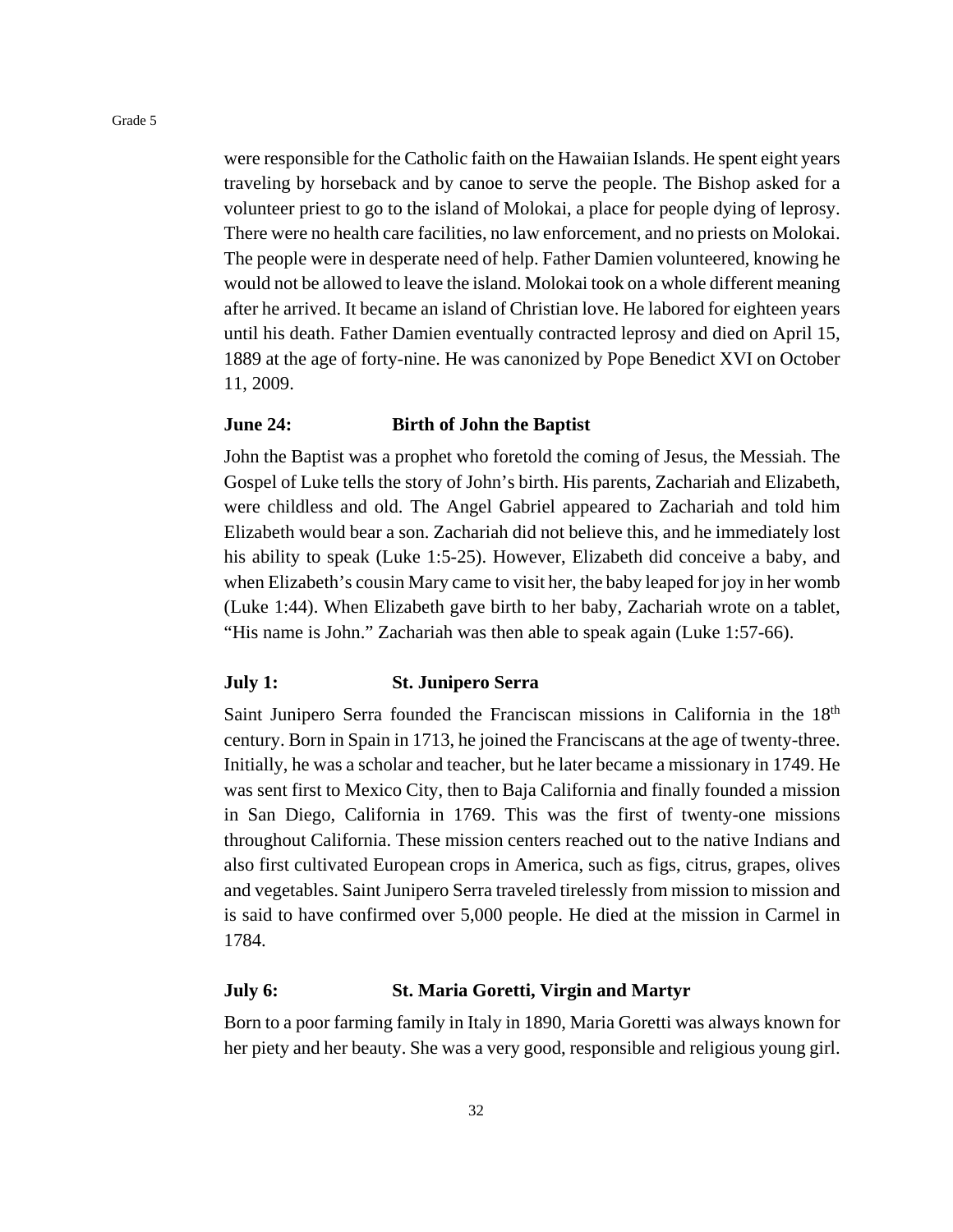were responsible for the Catholic faith on the Hawaiian Islands. He spent eight years traveling by horseback and by canoe to serve the people. The Bishop asked for a volunteer priest to go to the island of Molokai, a place for people dying of leprosy. There were no health care facilities, no law enforcement, and no priests on Molokai. The people were in desperate need of help. Father Damien volunteered, knowing he would not be allowed to leave the island. Molokai took on a whole different meaning after he arrived. It became an island of Christian love. He labored for eighteen years until his death. Father Damien eventually contracted leprosy and died on April 15, 1889 at the age of forty-nine. He was canonized by Pope Benedict XVI on October 11, 2009.

### June 24: Birth of John the Baptist

John the Baptist was a prophet who foretold the coming of Jesus, the Messiah. The Gospel of Luke tells the story of John's birth. His parents, Zachariah and Elizabeth, were childless and old. The Angel Gabriel appeared to Zachariah and told him Elizabeth would bear a son. Zachariah did not believe this, and he immediately lost his ability to speak (Luke 1:5-25). However, Elizabeth did conceive a baby, and when Elizabeth's cousin Mary came to visit her, the baby leaped for joy in her womb (Luke 1:44). When Elizabeth gave birth to her baby, Zachariah wrote on a tablet, "His name is John." Zachariah was then able to speak again (Luke 1:57-66).

### July 1: St. Junipero Serra

Saint Junipero Serra founded the Franciscan missions in California in the 18th century. Born in Spain in 1713, he joined the Franciscans at the age of twenty-three. Initially, he was a scholar and teacher, but he later became a missionary in 1749. He was sent first to Mexico City, then to Baja California and finally founded a mission in San Diego, California in 1769. This was the first of twenty-one missions throughout California. These mission centers reached out to the native Indians and also first cultivated European crops in America, such as figs, citrus, grapes, olives and vegetables. Saint Junipero Serra traveled tirelessly from mission to mission and is said to have confirmed over 5,000 people. He died at the mission in Carmel in 1784.

### July 6: St. Maria Goretti, Virgin and Martyr

Born to a poor farming family in Italy in 1890, Maria Goretti was always known for her piety and her beauty. She was a very good, responsible and religious young girl.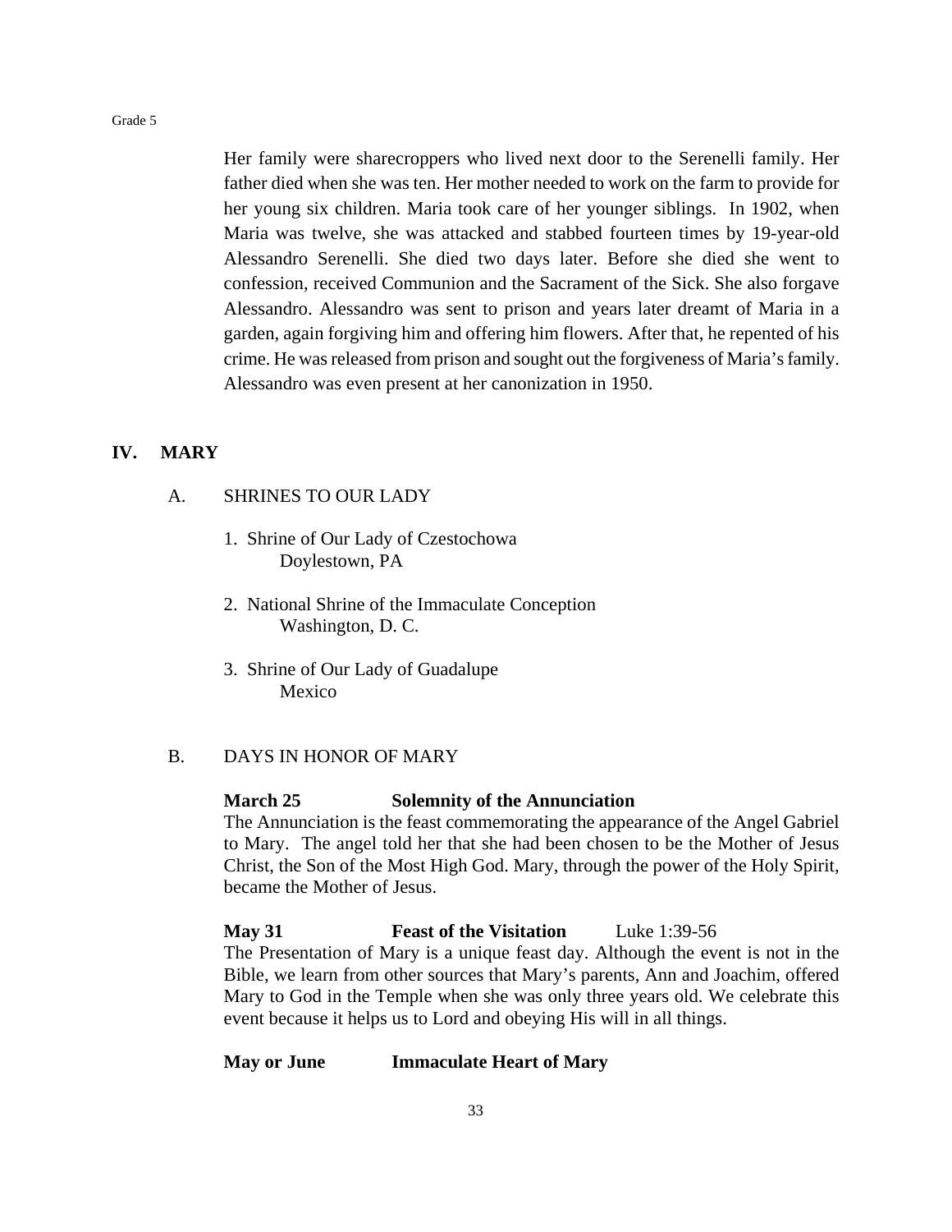Her family were sharecroppers who lived next door to the Serenelli family. Her father died when she was ten. Her mother needed to work on the farm to provide for her young six children. Maria took care of her younger siblings. In 1902, when Maria was twelve, she was attacked and stabbed fourteen times by 19-year-old Alessandro Serenelli. She died two days later. Before she died she went to confession, received Communion and the Sacrament of the Sick. She also forgave Alessandro. Alessandro was sent to prison and years later dreamt of Maria in a garden, again forgiving him and offering him flowers. After that, he repented of his crime. He was released from prison and sought out the forgiveness of Maria's family. Alessandro was even present at her canonization in 1950.

## IV. MARY

### A. SHRINES TO OUR LADY

1. Shrine of Our Lady of Czestochowa
   Doylestown, PA

2. National Shrine of the Immaculate Conception
   Washington, D. C.

3. Shrine of Our Lady of Guadalupe
   Mexico

### B. DAYS IN HONOR OF MARY

**March 25 — Solemnity of the Annunciation**

The Annunciation is the feast commemorating the appearance of the Angel Gabriel to Mary. The angel told her that she had been chosen to be the Mother of Jesus Christ, the Son of the Most High God. Mary, through the power of the Holy Spirit, became the Mother of Jesus.

**May 31 — Feast of the Visitation** — Luke 1:39-56

The Presentation of Mary is a unique feast day. Although the event is not in the Bible, we learn from other sources that Mary's parents, Ann and Joachim, offered Mary to God in the Temple when she was only three years old. We celebrate this event because it helps us to Lord and obeying His will in all things.

**May or June — Immaculate Heart of Mary**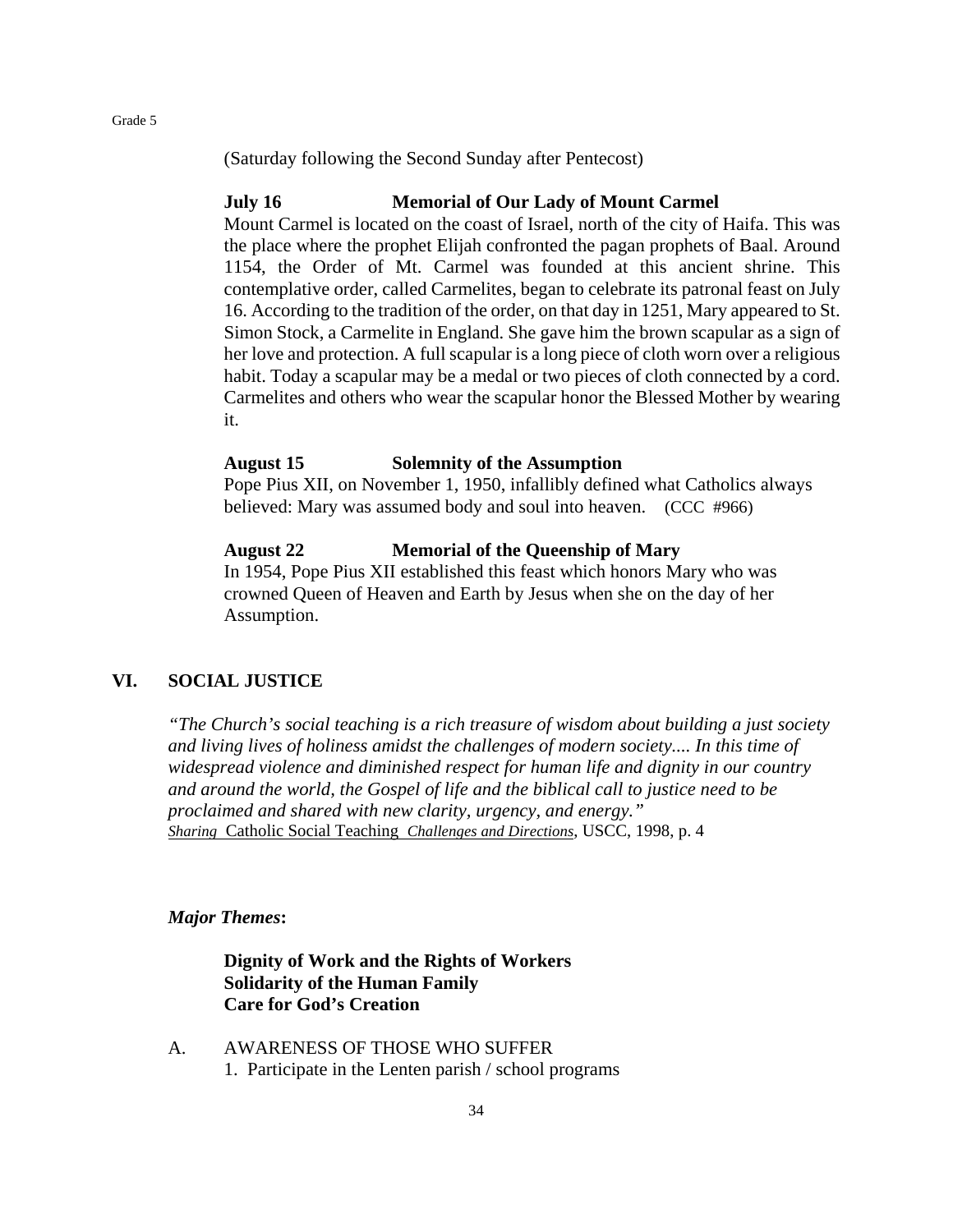(Saturday following the Second Sunday after Pentecost)

**July 16 Memorial of Our Lady of Mount Carmel**

Mount Carmel is located on the coast of Israel, north of the city of Haifa. This was the place where the prophet Elijah confronted the pagan prophets of Baal. Around 1154, the Order of Mt. Carmel was founded at this ancient shrine. This contemplative order, called Carmelites, began to celebrate its patronal feast on July 16. According to the tradition of the order, on that day in 1251, Mary appeared to St. Simon Stock, a Carmelite in England. She gave him the brown scapular as a sign of her love and protection. A full scapular is a long piece of cloth worn over a religious habit. Today a scapular may be a medal or two pieces of cloth connected by a cord. Carmelites and others who wear the scapular honor the Blessed Mother by wearing it.

**August 15 Solemnity of the Assumption**

Pope Pius XII, on November 1, 1950, infallibly defined what Catholics always believed: Mary was assumed body and soul into heaven. (CCC #966)

**August 22 Memorial of the Queenship of Mary**

In 1954, Pope Pius XII established this feast which honors Mary who was crowned Queen of Heaven and Earth by Jesus when she on the day of her Assumption.

## VI. SOCIAL JUSTICE

*"The Church's social teaching is a rich treasure of wisdom about building a just society and living lives of holiness amidst the challenges of modern society.... In this time of widespread violence and diminished respect for human life and dignity in our country and around the world, the Gospel of life and the biblical call to justice need to be proclaimed and shared with new clarity, urgency, and energy."*
*Sharing* Catholic Social Teaching *Challenges and Directions*, USCC, 1998, p. 4

***Major Themes*:**

**Dignity of Work and the Rights of Workers**
**Solidarity of the Human Family**
**Care for God's Creation**

A. AWARENESS OF THOSE WHO SUFFER
1. Participate in the Lenten parish / school programs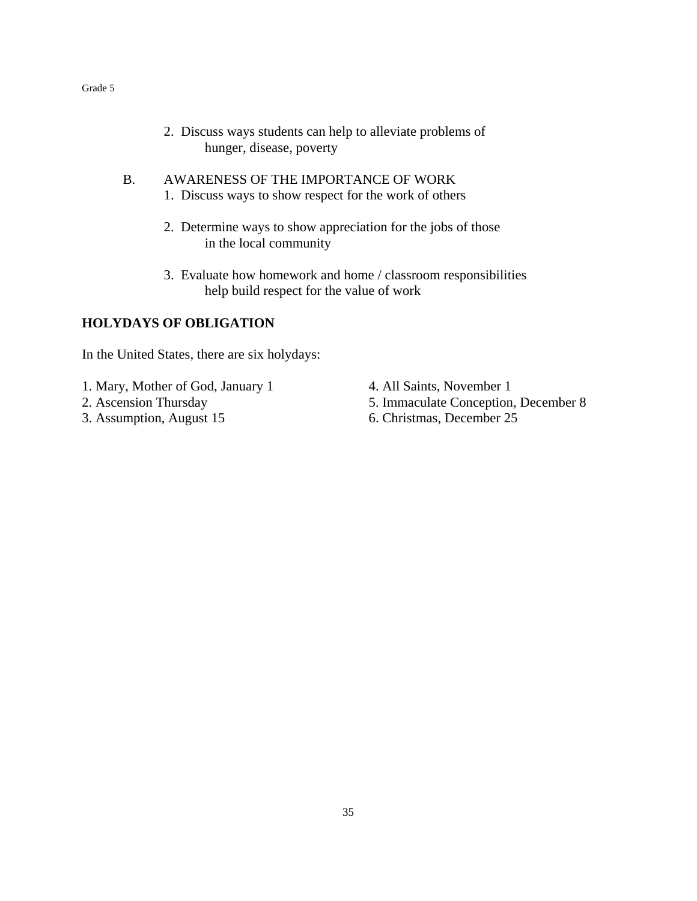2. Discuss ways students can help to alleviate problems of hunger, disease, poverty

B. AWARENESS OF THE IMPORTANCE OF WORK

1. Discuss ways to show respect for the work of others

2. Determine ways to show appreciation for the jobs of those in the local community

3. Evaluate how homework and home / classroom responsibilities help build respect for the value of work

**HOLYDAYS OF OBLIGATION**

In the United States, there are six holydays:

1. Mary, Mother of God, January 1
2. Ascension Thursday
3. Assumption, August 15
4. All Saints, November 1
5. Immaculate Conception, December 8
6. Christmas, December 25